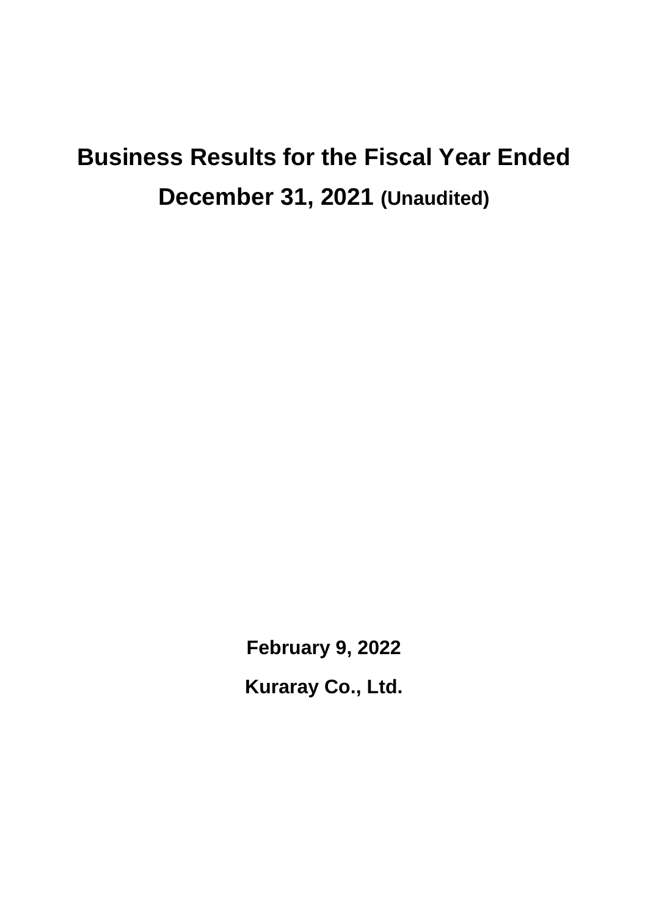# Business Results for the Fiscal Year Ended December 31, 2021 (Unaudited)

**February 9, 2022**

**Kuraray Co., Ltd.**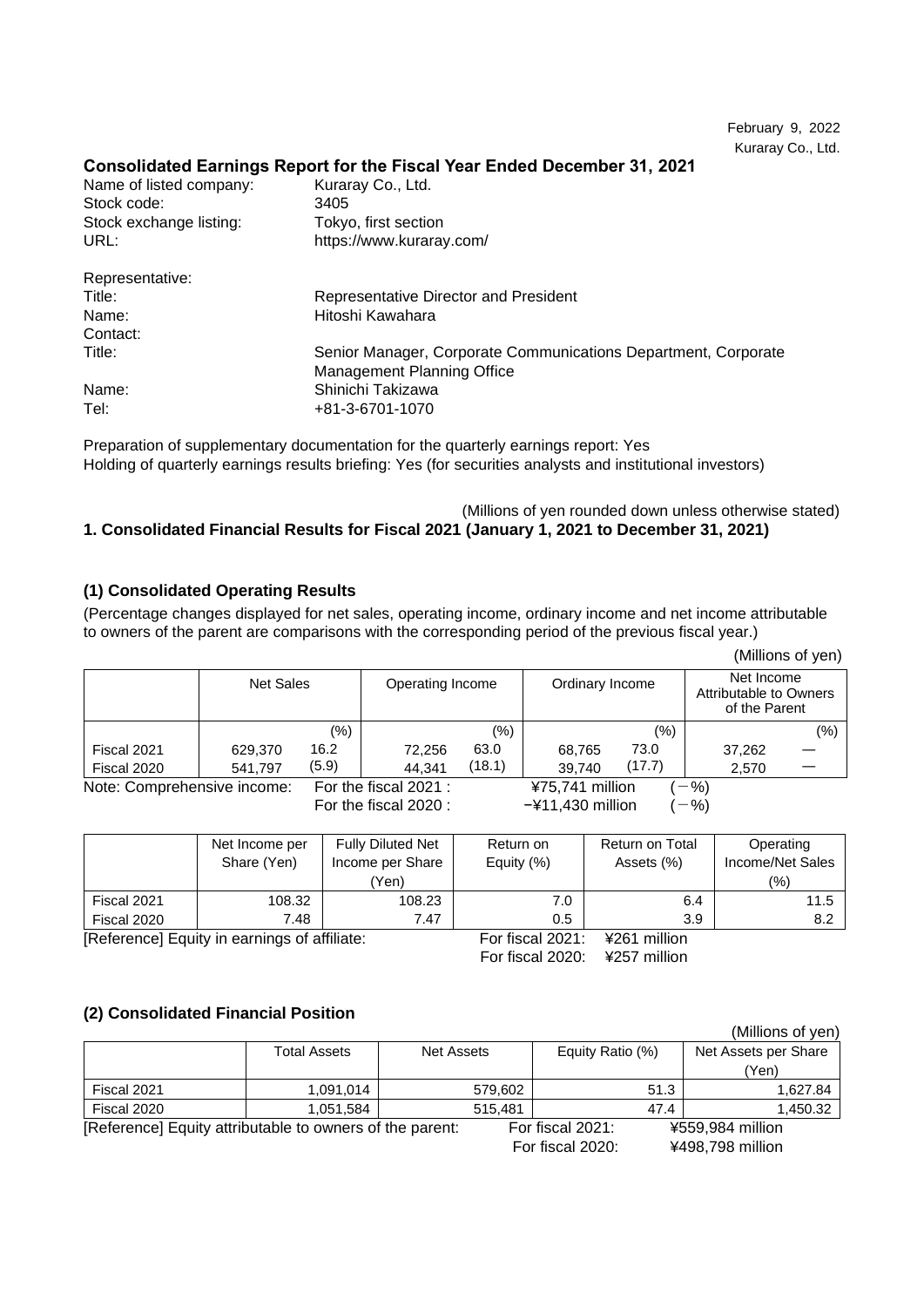February 9, 2022

Kuraray Co., Ltd.

## Consolidated Earnings Report for the Fiscal Year Ended December 31, 2021

| | |
|---|---|
| Name of listed company: | Kuraray Co., Ltd. |
| Stock code: | 3405 |
| Stock exchange listing: | Tokyo, first section |
| URL: | https://www.kuraray.com/ |

| | |
|---|---|
| Representative: | |
| Title: | Representative Director and President |
| Name: | Hitoshi Kawahara |
| Contact: | |
| Title: | Senior Manager, Corporate Communications Department, Corporate Management Planning Office |
| Name: | Shinichi Takizawa |
| Tel: | +81-3-6701-1070 |

Preparation of supplementary documentation for the quarterly earnings report: Yes

Holding of quarterly earnings results briefing: Yes (for securities analysts and institutional investors)

(Millions of yen rounded down unless otherwise stated)

### 1. Consolidated Financial Results for Fiscal 2021 (January 1, 2021 to December 31, 2021)

#### (1) Consolidated Operating Results

(Percentage changes displayed for net sales, operating income, ordinary income and net income attributable to owners of the parent are comparisons with the corresponding period of the previous fiscal year.)

(Millions of yen)

| | Net Sales | | Operating Income | | Ordinary Income | | Net Income Attributable to Owners of the Parent | |
|---|---|---|---|---|---|---|---|---|
| | | (%) | | (%) | | (%) | | (%) |
| Fiscal 2021 | 629,370 | 16.2 | 72,256 | 63.0 | 68,765 | 73.0 | 37,262 | — |
| Fiscal 2020 | 541,797 | (5.9) | 44,341 | (18.1) | 39,740 | (17.7) | 2,570 | — |

Note: Comprehensive income: For the fiscal 2021 : ¥75,741 million (－%)
For the fiscal 2020 : −¥11,430 million (－%)

| | Net Income per Share (Yen) | Fully Diluted Net Income per Share (Yen) | Return on Equity (%) | Return on Total Assets (%) | Operating Income/Net Sales (%) |
|---|---|---|---|---|---|
| Fiscal 2021 | 108.32 | 108.23 | 7.0 | 6.4 | 11.5 |
| Fiscal 2020 | 7.48 | 7.47 | 0.5 | 3.9 | 8.2 |

[Reference] Equity in earnings of affiliate: For fiscal 2021: ¥261 million
For fiscal 2020: ¥257 million

#### (2) Consolidated Financial Position

(Millions of yen)

| | Total Assets | Net Assets | Equity Ratio (%) | Net Assets per Share (Yen) |
|---|---|---|---|---|
| Fiscal 2021 | 1,091,014 | 579,602 | 51.3 | 1,627.84 |
| Fiscal 2020 | 1,051,584 | 515,481 | 47.4 | 1,450.32 |

[Reference] Equity attributable to owners of the parent: For fiscal 2021: ¥559,984 million
For fiscal 2020: ¥498,798 million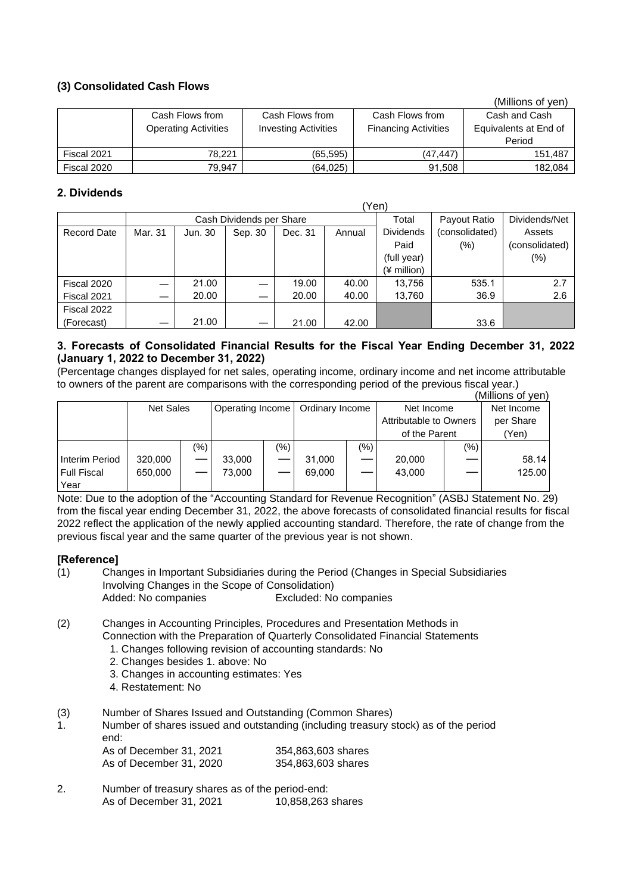### (3) Consolidated Cash Flows

(Millions of yen)

| | Cash Flows from Operating Activities | Cash Flows from Investing Activities | Cash Flows from Financing Activities | Cash and Cash Equivalents at End of Period |
|---|---|---|---|---|
| Fiscal 2021 | 78,221 | (65,595) | (47,447) | 151,487 |
| Fiscal 2020 | 79,947 | (64,025) | 91,508 | 182,084 |

### 2. Dividends

(Yen)

| | Cash Dividends per Share | | | | | Total Dividends Paid (full year) (¥ million) | Payout Ratio (consolidated) (%) | Dividends/Net Assets (consolidated) (%) |
|---|---|---|---|---|---|---|---|---|
| Record Date | Mar. 31 | Jun. 30 | Sep. 30 | Dec. 31 | Annual | | | |
| Fiscal 2020 | — | 21.00 | — | 19.00 | 40.00 | 13,756 | 535.1 | 2.7 |
| Fiscal 2021 | — | 20.00 | — | 20.00 | 40.00 | 13,760 | 36.9 | 2.6 |
| Fiscal 2022 (Forecast) | — | 21.00 | — | 21.00 | 42.00 | | 33.6 | |

### 3. Forecasts of Consolidated Financial Results for the Fiscal Year Ending December 31, 2022 (January 1, 2022 to December 31, 2022)

(Percentage changes displayed for net sales, operating income, ordinary income and net income attributable to owners of the parent are comparisons with the corresponding period of the previous fiscal year.)

(Millions of yen)

| | Net Sales | | Operating Income | | Ordinary Income | | Net Income Attributable to Owners of the Parent | | Net Income per Share (Yen) |
|---|---|---|---|---|---|---|---|---|---|
| | | (%) | | (%) | | (%) | | (%) | |
| Interim Period | 320,000 | — | 33,000 | — | 31,000 | — | 20,000 | — | 58.14 |
| Full Fiscal Year | 650,000 | — | 73,000 | — | 69,000 | — | 43,000 | — | 125.00 |

Note: Due to the adoption of the "Accounting Standard for Revenue Recognition" (ASBJ Statement No. 29) from the fiscal year ending December 31, 2022, the above forecasts of consolidated financial results for fiscal 2022 reflect the application of the newly applied accounting standard. Therefore, the rate of change from the previous fiscal year and the same quarter of the previous year is not shown.

**[Reference]**

(1) Changes in Important Subsidiaries during the Period (Changes in Special Subsidiaries Involving Changes in the Scope of Consolidation)
Added: No companies Excluded: No companies

(2) Changes in Accounting Principles, Procedures and Presentation Methods in Connection with the Preparation of Quarterly Consolidated Financial Statements
1. Changes following revision of accounting standards: No
2. Changes besides 1. above: No
3. Changes in accounting estimates: Yes
4. Restatement: No

(3) Number of Shares Issued and Outstanding (Common Shares)

1. Number of shares issued and outstanding (including treasury stock) as of the period end:
As of December 31, 2021 354,863,603 shares
As of December 31, 2020 354,863,603 shares

2. Number of treasury shares as of the period-end:
As of December 31, 2021 10,858,263 shares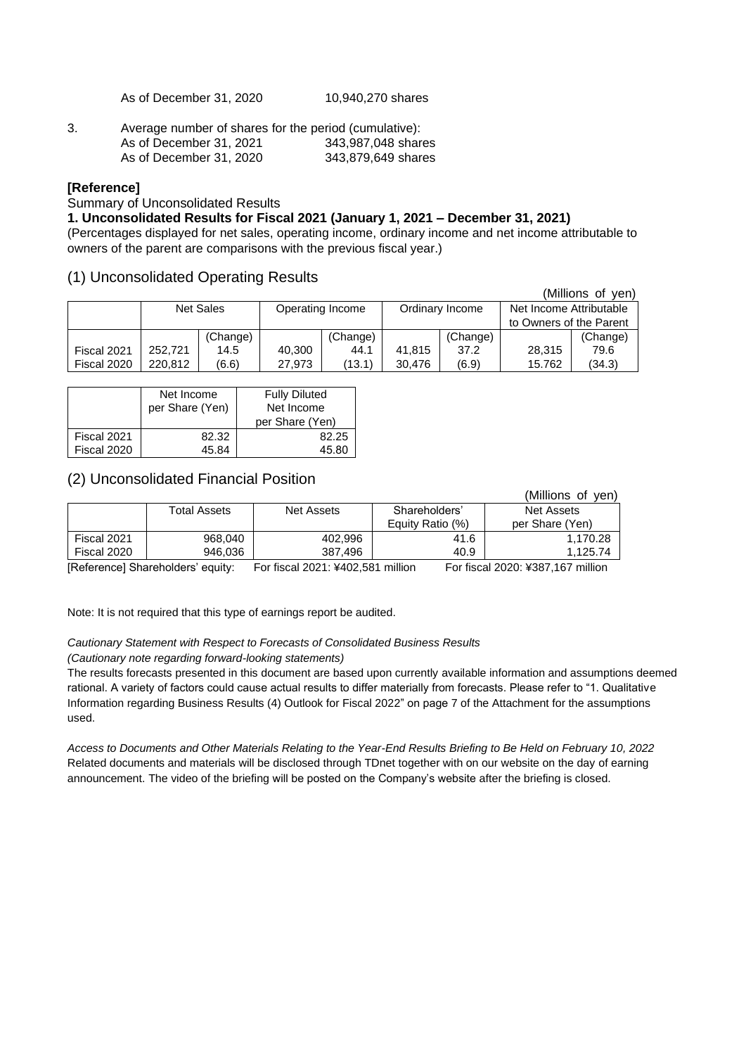As of December 31, 2020 10,940,270 shares

3. Average number of shares for the period (cumulative):
   As of December 31, 2021 343,987,048 shares
   As of December 31, 2020 343,879,649 shares

**[Reference]**

Summary of Unconsolidated Results

**1. Unconsolidated Results for Fiscal 2021 (January 1, 2021 – December 31, 2021)**

(Percentages displayed for net sales, operating income, ordinary income and net income attributable to owners of the parent are comparisons with the previous fiscal year.)

## (1) Unconsolidated Operating Results

(Millions of yen)

| | Net Sales | | Operating Income | | Ordinary Income | | Net Income Attributable to Owners of the Parent | |
|---|---|---|---|---|---|---|---|---|
| | | (Change) | | (Change) | | (Change) | | (Change) |
| Fiscal 2021 | 252,721 | 14.5 | 40,300 | 44.1 | 41,815 | 37.2 | 28,315 | 79.6 |
| Fiscal 2020 | 220,812 | (6.6) | 27,973 | (13.1) | 30,476 | (6.9) | 15,762 | (34.3) |

| | Net Income per Share (Yen) | Fully Diluted Net Income per Share (Yen) |
|---|---|---|
| Fiscal 2021 | 82.32 | 82.25 |
| Fiscal 2020 | 45.84 | 45.80 |

## (2) Unconsolidated Financial Position

(Millions of yen)

| | Total Assets | Net Assets | Shareholders' Equity Ratio (%) | Net Assets per Share (Yen) |
|---|---|---|---|---|
| Fiscal 2021 | 968,040 | 402,996 | 41.6 | 1,170.28 |
| Fiscal 2020 | 946,036 | 387,496 | 40.9 | 1,125.74 |

[Reference] Shareholders' equity: For fiscal 2021: ¥402,581 million For fiscal 2020: ¥387,167 million

Note: It is not required that this type of earnings report be audited.

*Cautionary Statement with Respect to Forecasts of Consolidated Business Results*

*(Cautionary note regarding forward-looking statements)*

The results forecasts presented in this document are based upon currently available information and assumptions deemed rational. A variety of factors could cause actual results to differ materially from forecasts. Please refer to "1. Qualitative Information regarding Business Results (4) Outlook for Fiscal 2022" on page 7 of the Attachment for the assumptions used.

*Access to Documents and Other Materials Relating to the Year-End Results Briefing to Be Held on February 10, 2022*

Related documents and materials will be disclosed through TDnet together with on our website on the day of earning announcement. The video of the briefing will be posted on the Company's website after the briefing is closed.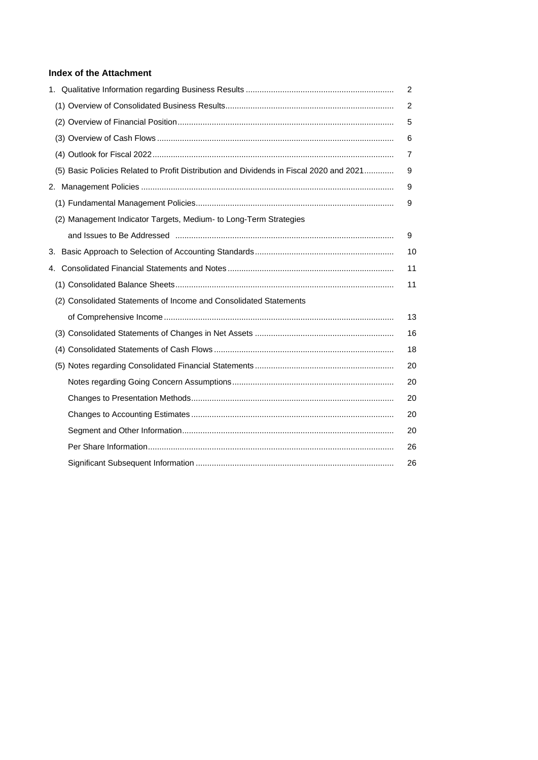**Index of the Attachment**

| | |
|---|---|
| 1. Qualitative Information regarding Business Results | 2 |
| (1) Overview of Consolidated Business Results | 2 |
| (2) Overview of Financial Position | 5 |
| (3) Overview of Cash Flows | 6 |
| (4) Outlook for Fiscal 2022 | 7 |
| (5) Basic Policies Related to Profit Distribution and Dividends in Fiscal 2020 and 2021 | 9 |
| 2. Management Policies | 9 |
| (1) Fundamental Management Policies | 9 |
| (2) Management Indicator Targets, Medium- to Long-Term Strategies and Issues to Be Addressed | 9 |
| 3. Basic Approach to Selection of Accounting Standards | 10 |
| 4. Consolidated Financial Statements and Notes | 11 |
| (1) Consolidated Balance Sheets | 11 |
| (2) Consolidated Statements of Income and Consolidated Statements of Comprehensive Income | 13 |
| (3) Consolidated Statements of Changes in Net Assets | 16 |
| (4) Consolidated Statements of Cash Flows | 18 |
| (5) Notes regarding Consolidated Financial Statements | 20 |
| Notes regarding Going Concern Assumptions | 20 |
| Changes to Presentation Methods | 20 |
| Changes to Accounting Estimates | 20 |
| Segment and Other Information | 20 |
| Per Share Information | 26 |
| Significant Subsequent Information | 26 |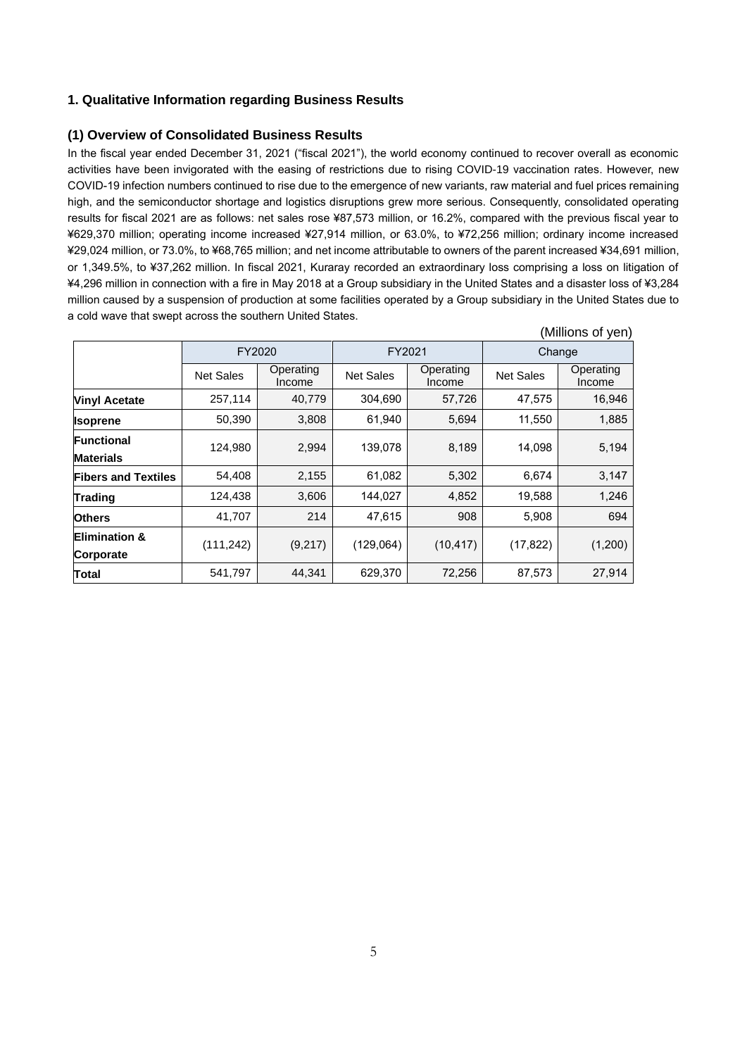## 1. Qualitative Information regarding Business Results

### (1) Overview of Consolidated Business Results

In the fiscal year ended December 31, 2021 ("fiscal 2021"), the world economy continued to recover overall as economic activities have been invigorated with the easing of restrictions due to rising COVID-19 vaccination rates. However, new COVID-19 infection numbers continued to rise due to the emergence of new variants, raw material and fuel prices remaining high, and the semiconductor shortage and logistics disruptions grew more serious. Consequently, consolidated operating results for fiscal 2021 are as follows: net sales rose ¥87,573 million, or 16.2%, compared with the previous fiscal year to ¥629,370 million; operating income increased ¥27,914 million, or 63.0%, to ¥72,256 million; ordinary income increased ¥29,024 million, or 73.0%, to ¥68,765 million; and net income attributable to owners of the parent increased ¥34,691 million, or 1,349.5%, to ¥37,262 million. In fiscal 2021, Kuraray recorded an extraordinary loss comprising a loss on litigation of ¥4,296 million in connection with a fire in May 2018 at a Group subsidiary in the United States and a disaster loss of ¥3,284 million caused by a suspension of production at some facilities operated by a Group subsidiary in the United States due to a cold wave that swept across the southern United States.

(Millions of yen)

| | FY2020 | | FY2021 | | Change | |
|---|---|---|---|---|---|---|
| | Net Sales | Operating Income | Net Sales | Operating Income | Net Sales | Operating Income |
| **Vinyl Acetate** | 257,114 | 40,779 | 304,690 | 57,726 | 47,575 | 16,946 |
| **Isoprene** | 50,390 | 3,808 | 61,940 | 5,694 | 11,550 | 1,885 |
| **Functional Materials** | 124,980 | 2,994 | 139,078 | 8,189 | 14,098 | 5,194 |
| **Fibers and Textiles** | 54,408 | 2,155 | 61,082 | 5,302 | 6,674 | 3,147 |
| **Trading** | 124,438 | 3,606 | 144,027 | 4,852 | 19,588 | 1,246 |
| **Others** | 41,707 | 214 | 47,615 | 908 | 5,908 | 694 |
| **Elimination & Corporate** | (111,242) | (9,217) | (129,064) | (10,417) | (17,822) | (1,200) |
| **Total** | 541,797 | 44,341 | 629,370 | 72,256 | 87,573 | 27,914 |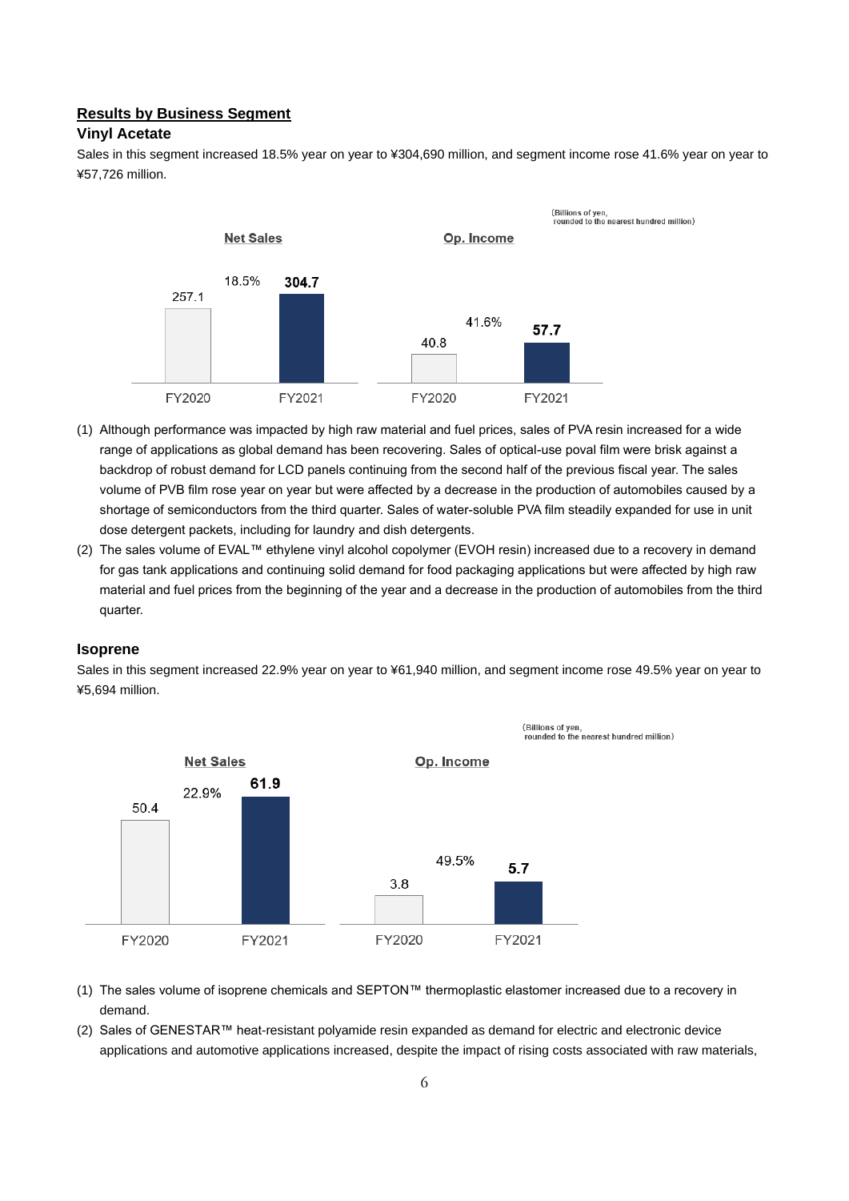## Results by Business Segment

### Vinyl Acetate

Sales in this segment increased 18.5% year on year to ¥304,690 million, and segment income rose 41.6% year on year to ¥57,726 million.

(Billions of yen, rounded to the nearest hundred million)

| | FY2020 | FY2021 | Change |
|---|---|---|---|
| Net Sales | 257.1 | 304.7 | 18.5% |
| Op. Income | 40.8 | 57.7 | 41.6% |

(1) Although performance was impacted by high raw material and fuel prices, sales of PVA resin increased for a wide range of applications as global demand has been recovering. Sales of optical-use poval film were brisk against a backdrop of robust demand for LCD panels continuing from the second half of the previous fiscal year. The sales volume of PVB film rose year on year but were affected by a decrease in the production of automobiles caused by a shortage of semiconductors from the third quarter. Sales of water-soluble PVA film steadily expanded for use in unit dose detergent packets, including for laundry and dish detergents.

(2) The sales volume of EVAL™ ethylene vinyl alcohol copolymer (EVOH resin) increased due to a recovery in demand for gas tank applications and continuing solid demand for food packaging applications but were affected by high raw material and fuel prices from the beginning of the year and a decrease in the production of automobiles from the third quarter.

### Isoprene

Sales in this segment increased 22.9% year on year to ¥61,940 million, and segment income rose 49.5% year on year to ¥5,694 million.

(Billions of yen, rounded to the nearest hundred million)

| | FY2020 | FY2021 | Change |
|---|---|---|---|
| Net Sales | 50.4 | 61.9 | 22.9% |
| Op. Income | 3.8 | 5.7 | 49.5% |

(1) The sales volume of isoprene chemicals and SEPTON™ thermoplastic elastomer increased due to a recovery in demand.

(2) Sales of GENESTAR™ heat-resistant polyamide resin expanded as demand for electric and electronic device applications and automotive applications increased, despite the impact of rising costs associated with raw materials,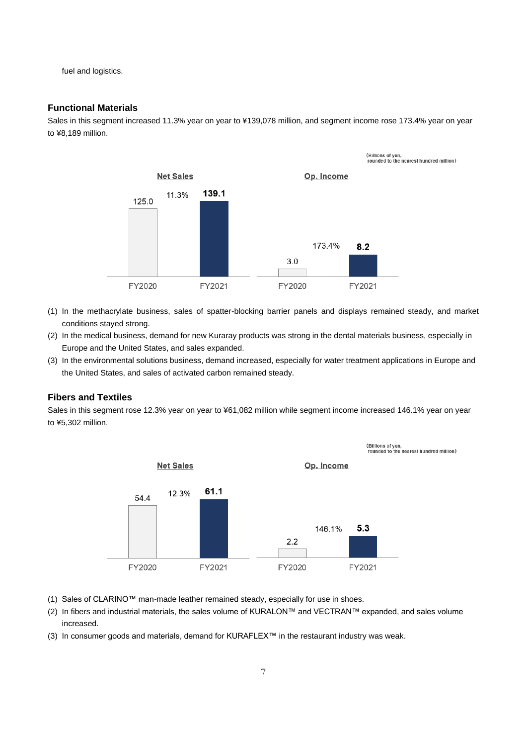fuel and logistics.

### Functional Materials

Sales in this segment increased 11.3% year on year to ¥139,078 million, and segment income rose 173.4% year on year to ¥8,189 million.

(Billions of yen, rounded to the nearest hundred million)

| | FY2020 | FY2021 | Change |
|---|---|---|---|
| Net Sales | 125.0 | **139.1** | 11.3% |
| Op. Income | 3.0 | **8.2** | 173.4% |

(1) In the methacrylate business, sales of spatter-blocking barrier panels and displays remained steady, and market conditions stayed strong.
(2) In the medical business, demand for new Kuraray products was strong in the dental materials business, especially in Europe and the United States, and sales expanded.
(3) In the environmental solutions business, demand increased, especially for water treatment applications in Europe and the United States, and sales of activated carbon remained steady.

### Fibers and Textiles

Sales in this segment rose 12.3% year on year to ¥61,082 million while segment income increased 146.1% year on year to ¥5,302 million.

(Billions of yen, rounded to the nearest hundred million)

| | FY2020 | FY2021 | Change |
|---|---|---|---|
| Net Sales | 54.4 | **61.1** | 12.3% |
| Op. Income | 2.2 | **5.3** | 146.1% |

(1) Sales of CLARINO™ man-made leather remained steady, especially for use in shoes.
(2) In fibers and industrial materials, the sales volume of KURALON™ and VECTRAN™ expanded, and sales volume increased.
(3) In consumer goods and materials, demand for KURAFLEX™ in the restaurant industry was weak.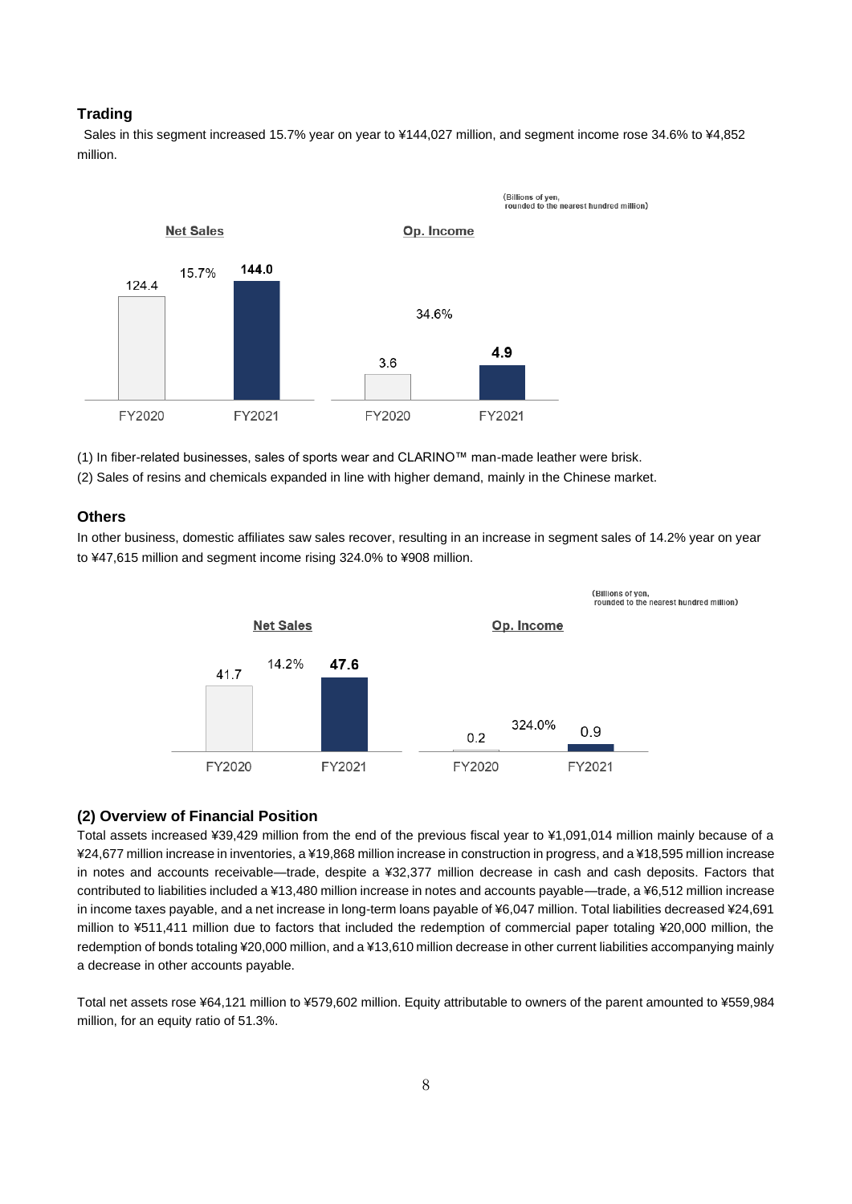### Trading

Sales in this segment increased 15.7% year on year to ¥144,027 million, and segment income rose 34.6% to ¥4,852 million.

(Billions of yen, rounded to the nearest hundred million)

| | FY2020 | FY2021 | Change |
|---|---|---|---|
| Net Sales | 124.4 | 144.0 | 15.7% |
| Op. Income | 3.6 | 4.9 | 34.6% |

(1) In fiber-related businesses, sales of sports wear and CLARINO™ man-made leather were brisk.

(2) Sales of resins and chemicals expanded in line with higher demand, mainly in the Chinese market.

### Others

In other business, domestic affiliates saw sales recover, resulting in an increase in segment sales of 14.2% year on year to ¥47,615 million and segment income rising 324.0% to ¥908 million.

(Billions of yen, rounded to the nearest hundred million)

| | FY2020 | FY2021 | Change |
|---|---|---|---|
| Net Sales | 41.7 | 47.6 | 14.2% |
| Op. Income | 0.2 | 0.9 | 324.0% |

### (2) Overview of Financial Position

Total assets increased ¥39,429 million from the end of the previous fiscal year to ¥1,091,014 million mainly because of a ¥24,677 million increase in inventories, a ¥19,868 million increase in construction in progress, and a ¥18,595 million increase in notes and accounts receivable—trade, despite a ¥32,377 million decrease in cash and cash deposits. Factors that contributed to liabilities included a ¥13,480 million increase in notes and accounts payable—trade, a ¥6,512 million increase in income taxes payable, and a net increase in long-term loans payable of ¥6,047 million. Total liabilities decreased ¥24,691 million to ¥511,411 million due to factors that included the redemption of commercial paper totaling ¥20,000 million, the redemption of bonds totaling ¥20,000 million, and a ¥13,610 million decrease in other current liabilities accompanying mainly a decrease in other accounts payable.

Total net assets rose ¥64,121 million to ¥579,602 million. Equity attributable to owners of the parent amounted to ¥559,984 million, for an equity ratio of 51.3%.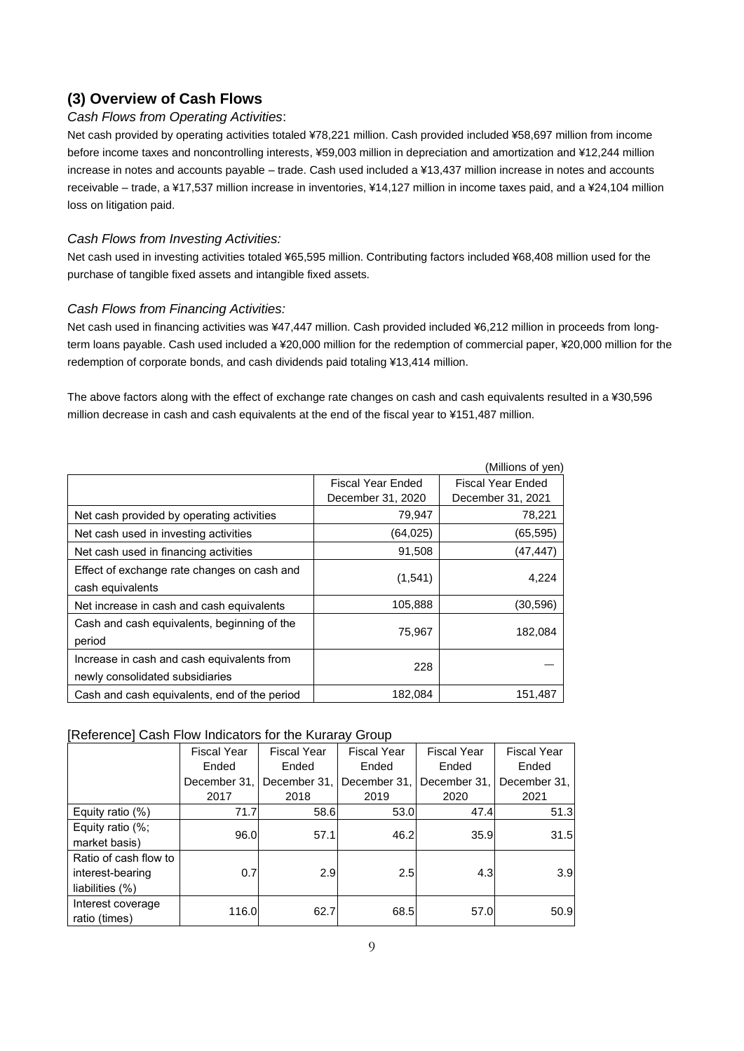## (3) Overview of Cash Flows

*Cash Flows from Operating Activities*:

Net cash provided by operating activities totaled ¥78,221 million. Cash provided included ¥58,697 million from income before income taxes and noncontrolling interests, ¥59,003 million in depreciation and amortization and ¥12,244 million increase in notes and accounts payable – trade. Cash used included a ¥13,437 million increase in notes and accounts receivable – trade, a ¥17,537 million increase in inventories, ¥14,127 million in income taxes paid, and a ¥24,104 million loss on litigation paid.

*Cash Flows from Investing Activities:*

Net cash used in investing activities totaled ¥65,595 million. Contributing factors included ¥68,408 million used for the purchase of tangible fixed assets and intangible fixed assets.

*Cash Flows from Financing Activities:*

Net cash used in financing activities was ¥47,447 million. Cash provided included ¥6,212 million in proceeds from long-term loans payable. Cash used included a ¥20,000 million for the redemption of commercial paper, ¥20,000 million for the redemption of corporate bonds, and cash dividends paid totaling ¥13,414 million.

The above factors along with the effect of exchange rate changes on cash and cash equivalents resulted in a ¥30,596 million decrease in cash and cash equivalents at the end of the fiscal year to ¥151,487 million.

(Millions of yen)

| | Fiscal Year Ended December 31, 2020 | Fiscal Year Ended December 31, 2021 |
|---|---|---|
| Net cash provided by operating activities | 79,947 | 78,221 |
| Net cash used in investing activities | (64,025) | (65,595) |
| Net cash used in financing activities | 91,508 | (47,447) |
| Effect of exchange rate changes on cash and cash equivalents | (1,541) | 4,224 |
| Net increase in cash and cash equivalents | 105,888 | (30,596) |
| Cash and cash equivalents, beginning of the period | 75,967 | 182,084 |
| Increase in cash and cash equivalents from newly consolidated subsidiaries | 228 | — |
| Cash and cash equivalents, end of the period | 182,084 | 151,487 |

[Reference] Cash Flow Indicators for the Kuraray Group

| | Fiscal Year Ended December 31, 2017 | Fiscal Year Ended December 31, 2018 | Fiscal Year Ended December 31, 2019 | Fiscal Year Ended December 31, 2020 | Fiscal Year Ended December 31, 2021 |
|---|---|---|---|---|---|
| Equity ratio (%) | 71.7 | 58.6 | 53.0 | 47.4 | 51.3 |
| Equity ratio (%; market basis) | 96.0 | 57.1 | 46.2 | 35.9 | 31.5 |
| Ratio of cash flow to interest-bearing liabilities (%) | 0.7 | 2.9 | 2.5 | 4.3 | 3.9 |
| Interest coverage ratio (times) | 116.0 | 62.7 | 68.5 | 57.0 | 50.9 |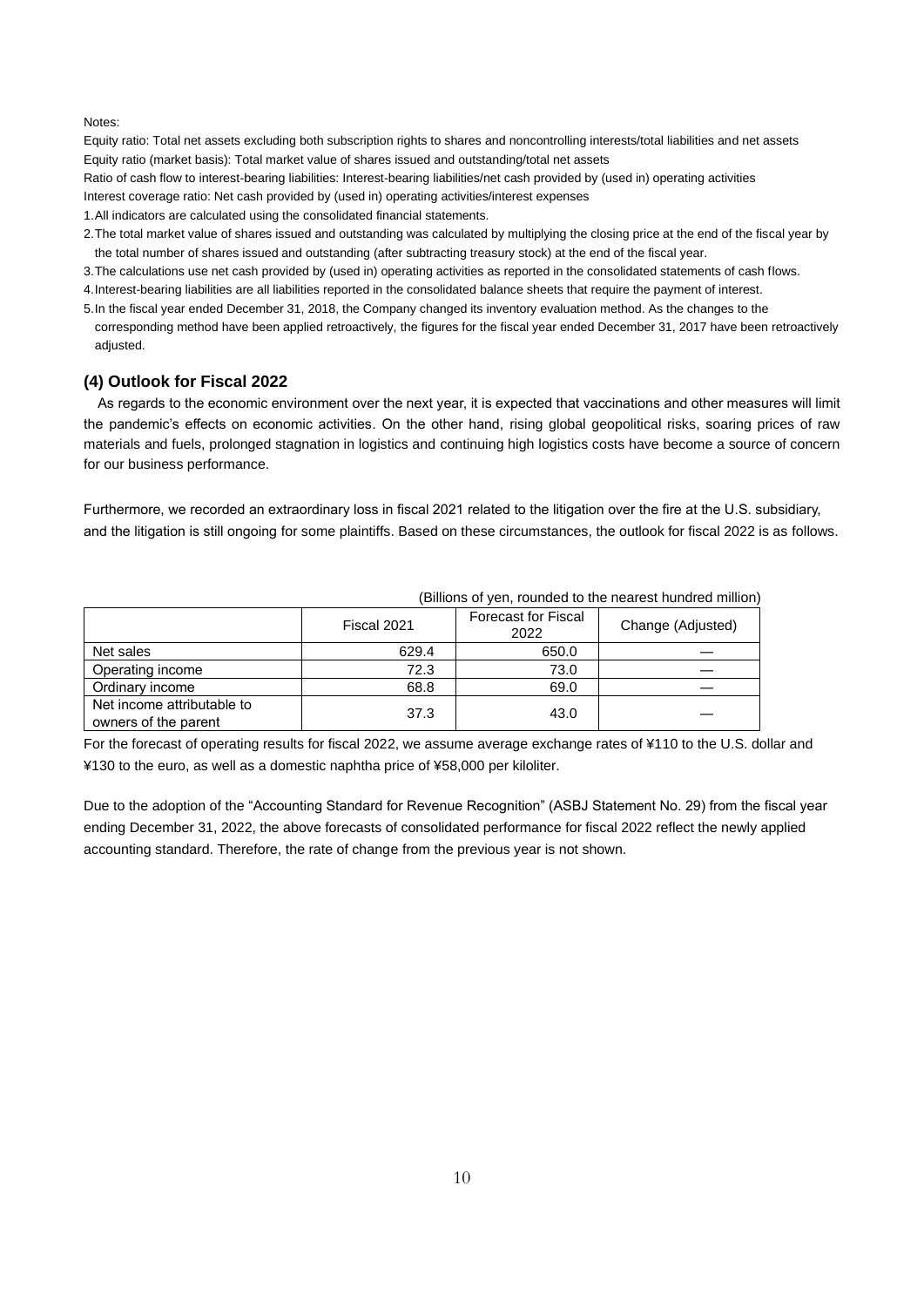Notes:

Equity ratio: Total net assets excluding both subscription rights to shares and noncontrolling interests/total liabilities and net assets

Equity ratio (market basis): Total market value of shares issued and outstanding/total net assets

Ratio of cash flow to interest-bearing liabilities: Interest-bearing liabilities/net cash provided by (used in) operating activities

Interest coverage ratio: Net cash provided by (used in) operating activities/interest expenses

1. All indicators are calculated using the consolidated financial statements.
2. The total market value of shares issued and outstanding was calculated by multiplying the closing price at the end of the fiscal year by the total number of shares issued and outstanding (after subtracting treasury stock) at the end of the fiscal year.
3. The calculations use net cash provided by (used in) operating activities as reported in the consolidated statements of cash flows.
4. Interest-bearing liabilities are all liabilities reported in the consolidated balance sheets that require the payment of interest.
5. In the fiscal year ended December 31, 2018, the Company changed its inventory evaluation method. As the changes to the corresponding method have been applied retroactively, the figures for the fiscal year ended December 31, 2017 have been retroactively adjusted.

### (4) Outlook for Fiscal 2022

As regards to the economic environment over the next year, it is expected that vaccinations and other measures will limit the pandemic's effects on economic activities. On the other hand, rising global geopolitical risks, soaring prices of raw materials and fuels, prolonged stagnation in logistics and continuing high logistics costs have become a source of concern for our business performance.

Furthermore, we recorded an extraordinary loss in fiscal 2021 related to the litigation over the fire at the U.S. subsidiary, and the litigation is still ongoing for some plaintiffs. Based on these circumstances, the outlook for fiscal 2022 is as follows.

(Billions of yen, rounded to the nearest hundred million)

| | Fiscal 2021 | Forecast for Fiscal 2022 | Change (Adjusted) |
|---|---|---|---|
| Net sales | 629.4 | 650.0 | — |
| Operating income | 72.3 | 73.0 | — |
| Ordinary income | 68.8 | 69.0 | — |
| Net income attributable to owners of the parent | 37.3 | 43.0 | — |

For the forecast of operating results for fiscal 2022, we assume average exchange rates of ¥110 to the U.S. dollar and ¥130 to the euro, as well as a domestic naphtha price of ¥58,000 per kiloliter.

Due to the adoption of the "Accounting Standard for Revenue Recognition" (ASBJ Statement No. 29) from the fiscal year ending December 31, 2022, the above forecasts of consolidated performance for fiscal 2022 reflect the newly applied accounting standard. Therefore, the rate of change from the previous year is not shown.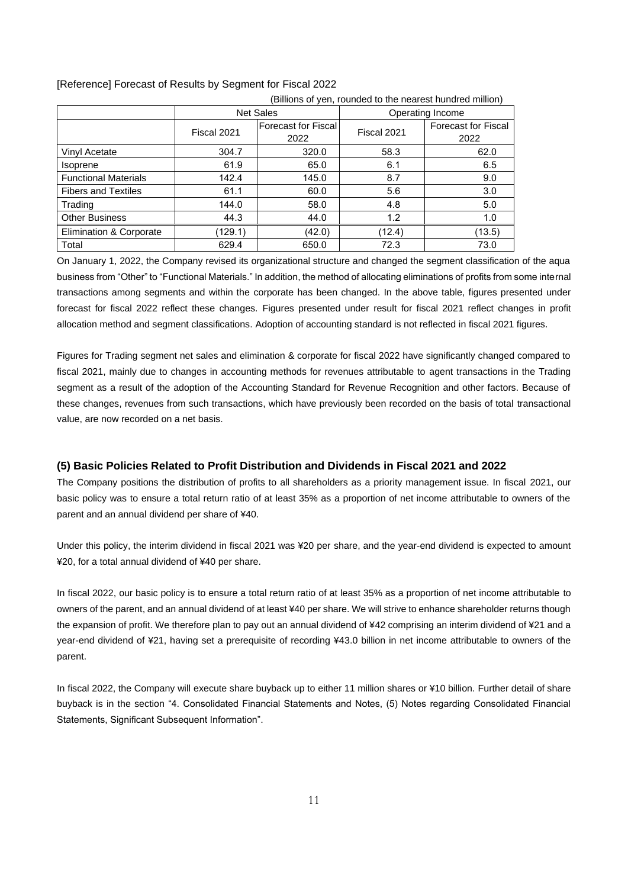[Reference] Forecast of Results by Segment for Fiscal 2022

(Billions of yen, rounded to the nearest hundred million)

| | Net Sales | | Operating Income | |
|---|---|---|---|---|
| | Fiscal 2021 | Forecast for Fiscal 2022 | Fiscal 2021 | Forecast for Fiscal 2022 |
| Vinyl Acetate | 304.7 | 320.0 | 58.3 | 62.0 |
| Isoprene | 61.9 | 65.0 | 6.1 | 6.5 |
| Functional Materials | 142.4 | 145.0 | 8.7 | 9.0 |
| Fibers and Textiles | 61.1 | 60.0 | 5.6 | 3.0 |
| Trading | 144.0 | 58.0 | 4.8 | 5.0 |
| Other Business | 44.3 | 44.0 | 1.2 | 1.0 |
| Elimination & Corporate | (129.1) | (42.0) | (12.4) | (13.5) |
| Total | 629.4 | 650.0 | 72.3 | 73.0 |

On January 1, 2022, the Company revised its organizational structure and changed the segment classification of the aqua business from "Other" to "Functional Materials." In addition, the method of allocating eliminations of profits from some internal transactions among segments and within the corporate has been changed. In the above table, figures presented under forecast for fiscal 2022 reflect these changes. Figures presented under result for fiscal 2021 reflect changes in profit allocation method and segment classifications. Adoption of accounting standard is not reflected in fiscal 2021 figures.

Figures for Trading segment net sales and elimination & corporate for fiscal 2022 have significantly changed compared to fiscal 2021, mainly due to changes in accounting methods for revenues attributable to agent transactions in the Trading segment as a result of the adoption of the Accounting Standard for Revenue Recognition and other factors. Because of these changes, revenues from such transactions, which have previously been recorded on the basis of total transactional value, are now recorded on a net basis.

### (5) Basic Policies Related to Profit Distribution and Dividends in Fiscal 2021 and 2022

The Company positions the distribution of profits to all shareholders as a priority management issue. In fiscal 2021, our basic policy was to ensure a total return ratio of at least 35% as a proportion of net income attributable to owners of the parent and an annual dividend per share of ¥40.

Under this policy, the interim dividend in fiscal 2021 was ¥20 per share, and the year-end dividend is expected to amount ¥20, for a total annual dividend of ¥40 per share.

In fiscal 2022, our basic policy is to ensure a total return ratio of at least 35% as a proportion of net income attributable to owners of the parent, and an annual dividend of at least ¥40 per share. We will strive to enhance shareholder returns though the expansion of profit. We therefore plan to pay out an annual dividend of ¥42 comprising an interim dividend of ¥21 and a year-end dividend of ¥21, having set a prerequisite of recording ¥43.0 billion in net income attributable to owners of the parent.

In fiscal 2022, the Company will execute share buyback up to either 11 million shares or ¥10 billion. Further detail of share buyback is in the section "4. Consolidated Financial Statements and Notes, (5) Notes regarding Consolidated Financial Statements, Significant Subsequent Information".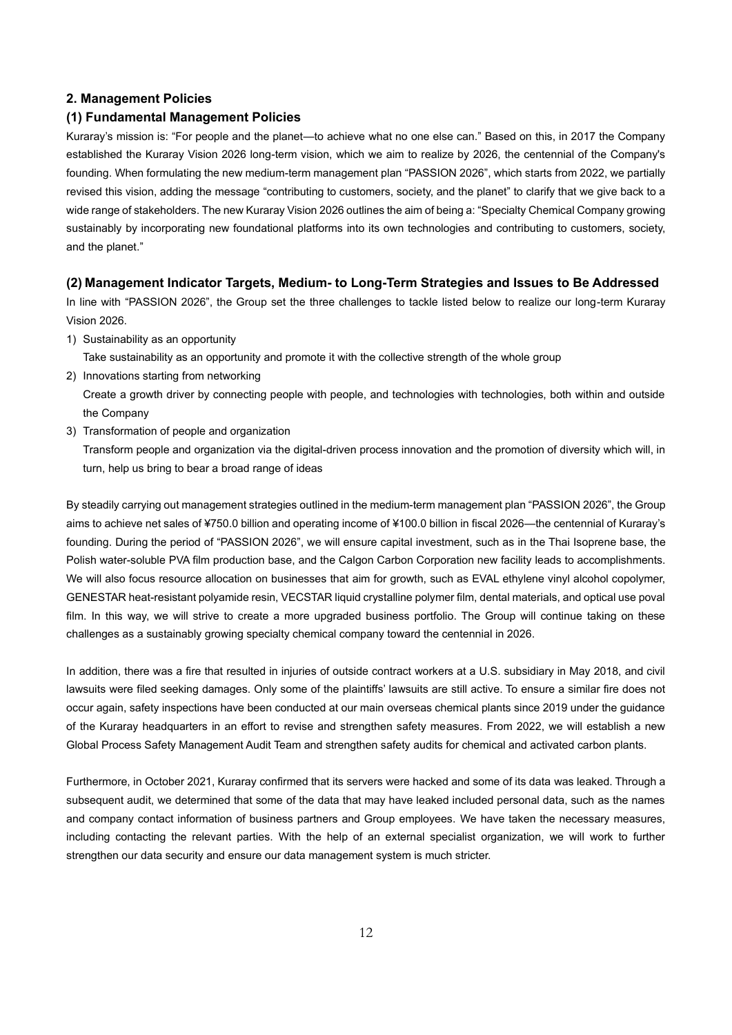## 2. Management Policies

### (1) Fundamental Management Policies

Kuraray's mission is: "For people and the planet—to achieve what no one else can." Based on this, in 2017 the Company established the Kuraray Vision 2026 long-term vision, which we aim to realize by 2026, the centennial of the Company's founding. When formulating the new medium-term management plan "PASSION 2026", which starts from 2022, we partially revised this vision, adding the message "contributing to customers, society, and the planet" to clarify that we give back to a wide range of stakeholders. The new Kuraray Vision 2026 outlines the aim of being a: "Specialty Chemical Company growing sustainably by incorporating new foundational platforms into its own technologies and contributing to customers, society, and the planet."

### (2) Management Indicator Targets, Medium- to Long-Term Strategies and Issues to Be Addressed

In line with "PASSION 2026", the Group set the three challenges to tackle listed below to realize our long-term Kuraray Vision 2026.

1) Sustainability as an opportunity
   Take sustainability as an opportunity and promote it with the collective strength of the whole group
2) Innovations starting from networking
   Create a growth driver by connecting people with people, and technologies with technologies, both within and outside the Company
3) Transformation of people and organization
   Transform people and organization via the digital-driven process innovation and the promotion of diversity which will, in turn, help us bring to bear a broad range of ideas

By steadily carrying out management strategies outlined in the medium-term management plan "PASSION 2026", the Group aims to achieve net sales of ¥750.0 billion and operating income of ¥100.0 billion in fiscal 2026—the centennial of Kuraray's founding. During the period of "PASSION 2026", we will ensure capital investment, such as in the Thai Isoprene base, the Polish water-soluble PVA film production base, and the Calgon Carbon Corporation new facility leads to accomplishments. We will also focus resource allocation on businesses that aim for growth, such as EVAL ethylene vinyl alcohol copolymer, GENESTAR heat-resistant polyamide resin, VECSTAR liquid crystalline polymer film, dental materials, and optical use poval film. In this way, we will strive to create a more upgraded business portfolio. The Group will continue taking on these challenges as a sustainably growing specialty chemical company toward the centennial in 2026.

In addition, there was a fire that resulted in injuries of outside contract workers at a U.S. subsidiary in May 2018, and civil lawsuits were filed seeking damages. Only some of the plaintiffs' lawsuits are still active. To ensure a similar fire does not occur again, safety inspections have been conducted at our main overseas chemical plants since 2019 under the guidance of the Kuraray headquarters in an effort to revise and strengthen safety measures. From 2022, we will establish a new Global Process Safety Management Audit Team and strengthen safety audits for chemical and activated carbon plants.

Furthermore, in October 2021, Kuraray confirmed that its servers were hacked and some of its data was leaked. Through a subsequent audit, we determined that some of the data that may have leaked included personal data, such as the names and company contact information of business partners and Group employees. We have taken the necessary measures, including contacting the relevant parties. With the help of an external specialist organization, we will work to further strengthen our data security and ensure our data management system is much stricter.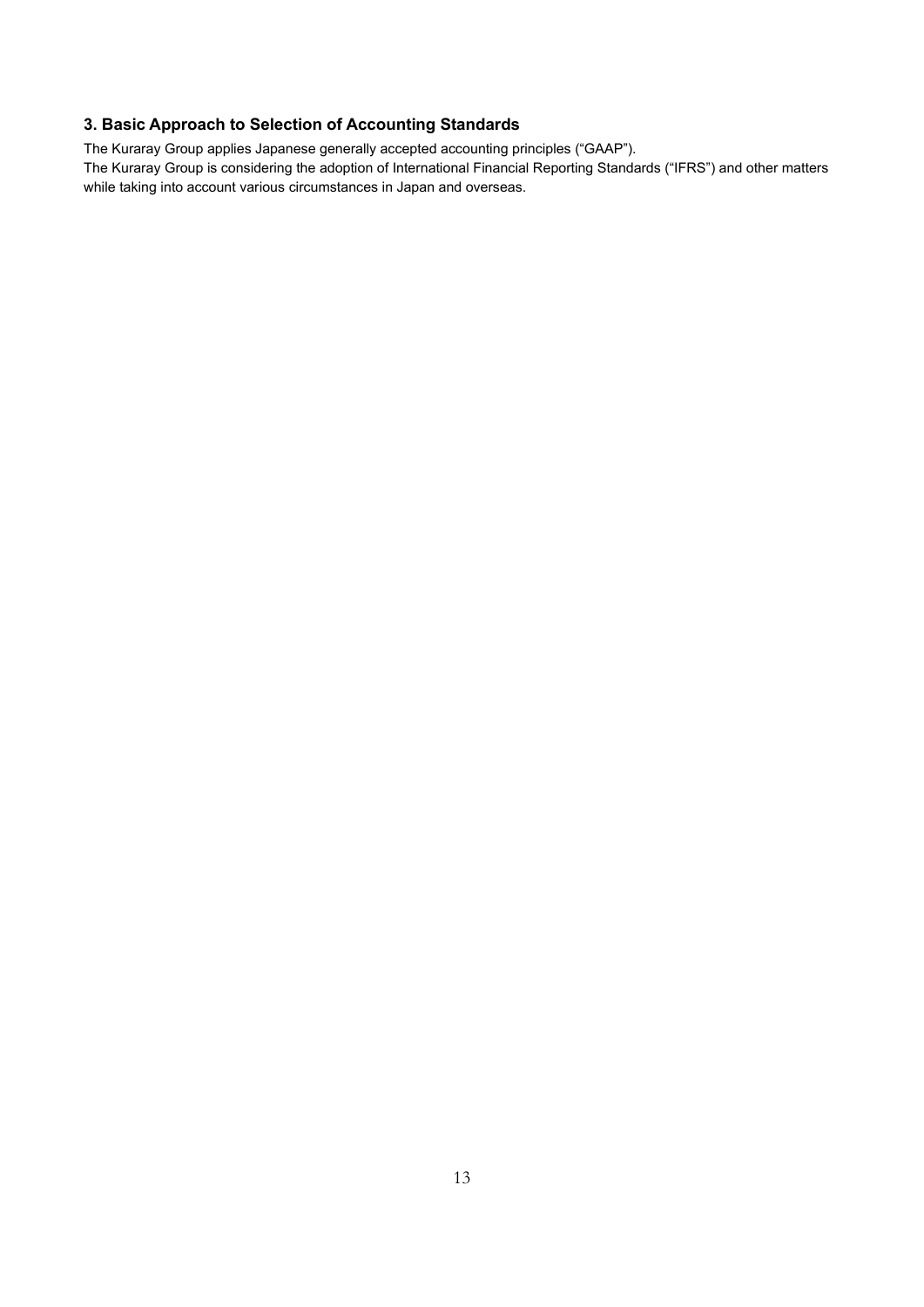## 3. Basic Approach to Selection of Accounting Standards

The Kuraray Group applies Japanese generally accepted accounting principles ("GAAP").
The Kuraray Group is considering the adoption of International Financial Reporting Standards ("IFRS") and other matters while taking into account various circumstances in Japan and overseas.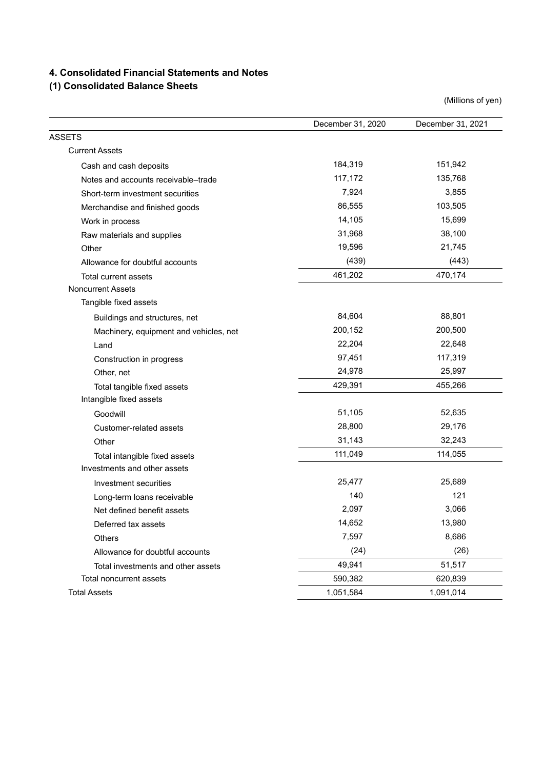## 4. Consolidated Financial Statements and Notes

### (1) Consolidated Balance Sheets

(Millions of yen)

| | December 31, 2020 | December 31, 2021 |
|---|---|---|
| ASSETS | | |
| Current Assets | | |
| Cash and cash deposits | 184,319 | 151,942 |
| Notes and accounts receivable–trade | 117,172 | 135,768 |
| Short-term investment securities | 7,924 | 3,855 |
| Merchandise and finished goods | 86,555 | 103,505 |
| Work in process | 14,105 | 15,699 |
| Raw materials and supplies | 31,968 | 38,100 |
| Other | 19,596 | 21,745 |
| Allowance for doubtful accounts | (439) | (443) |
| Total current assets | 461,202 | 470,174 |
| Noncurrent Assets | | |
| Tangible fixed assets | | |
| Buildings and structures, net | 84,604 | 88,801 |
| Machinery, equipment and vehicles, net | 200,152 | 200,500 |
| Land | 22,204 | 22,648 |
| Construction in progress | 97,451 | 117,319 |
| Other, net | 24,978 | 25,997 |
| Total tangible fixed assets | 429,391 | 455,266 |
| Intangible fixed assets | | |
| Goodwill | 51,105 | 52,635 |
| Customer-related assets | 28,800 | 29,176 |
| Other | 31,143 | 32,243 |
| Total intangible fixed assets | 111,049 | 114,055 |
| Investments and other assets | | |
| Investment securities | 25,477 | 25,689 |
| Long-term loans receivable | 140 | 121 |
| Net defined benefit assets | 2,097 | 3,066 |
| Deferred tax assets | 14,652 | 13,980 |
| Others | 7,597 | 8,686 |
| Allowance for doubtful accounts | (24) | (26) |
| Total investments and other assets | 49,941 | 51,517 |
| Total noncurrent assets | 590,382 | 620,839 |
| Total Assets | 1,051,584 | 1,091,014 |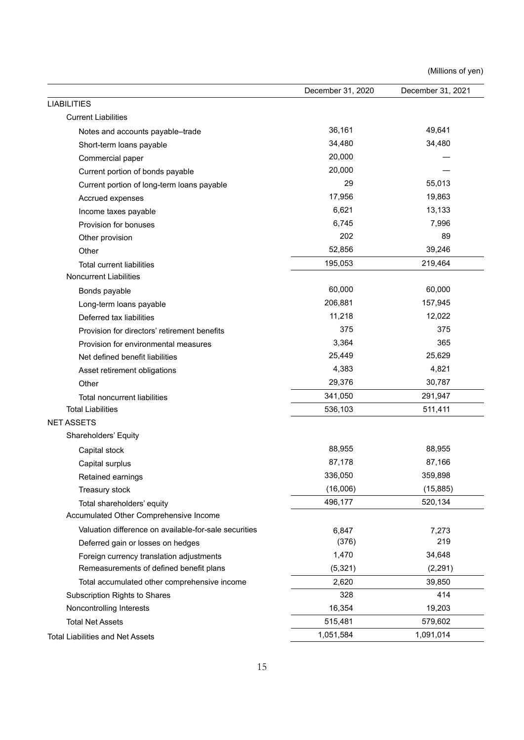(Millions of yen)

| | December 31, 2020 | December 31, 2021 |
|---|---|---|
| LIABILITIES | | |
| Current Liabilities | | |
| Notes and accounts payable–trade | 36,161 | 49,641 |
| Short-term loans payable | 34,480 | 34,480 |
| Commercial paper | 20,000 | — |
| Current portion of bonds payable | 20,000 | — |
| Current portion of long-term loans payable | 29 | 55,013 |
| Accrued expenses | 17,956 | 19,863 |
| Income taxes payable | 6,621 | 13,133 |
| Provision for bonuses | 6,745 | 7,996 |
| Other provision | 202 | 89 |
| Other | 52,856 | 39,246 |
| Total current liabilities | 195,053 | 219,464 |
| Noncurrent Liabilities | | |
| Bonds payable | 60,000 | 60,000 |
| Long-term loans payable | 206,881 | 157,945 |
| Deferred tax liabilities | 11,218 | 12,022 |
| Provision for directors' retirement benefits | 375 | 375 |
| Provision for environmental measures | 3,364 | 365 |
| Net defined benefit liabilities | 25,449 | 25,629 |
| Asset retirement obligations | 4,383 | 4,821 |
| Other | 29,376 | 30,787 |
| Total noncurrent liabilities | 341,050 | 291,947 |
| Total Liabilities | 536,103 | 511,411 |
| NET ASSETS | | |
| Shareholders' Equity | | |
| Capital stock | 88,955 | 88,955 |
| Capital surplus | 87,178 | 87,166 |
| Retained earnings | 336,050 | 359,898 |
| Treasury stock | (16,006) | (15,885) |
| Total shareholders' equity | 496,177 | 520,134 |
| Accumulated Other Comprehensive Income | | |
| Valuation difference on available-for-sale securities | 6,847 | 7,273 |
| Deferred gain or losses on hedges | (376) | 219 |
| Foreign currency translation adjustments | 1,470 | 34,648 |
| Remeasurements of defined benefit plans | (5,321) | (2,291) |
| Total accumulated other comprehensive income | 2,620 | 39,850 |
| Subscription Rights to Shares | 328 | 414 |
| Noncontrolling Interests | 16,354 | 19,203 |
| Total Net Assets | 515,481 | 579,602 |
| Total Liabilities and Net Assets | 1,051,584 | 1,091,014 |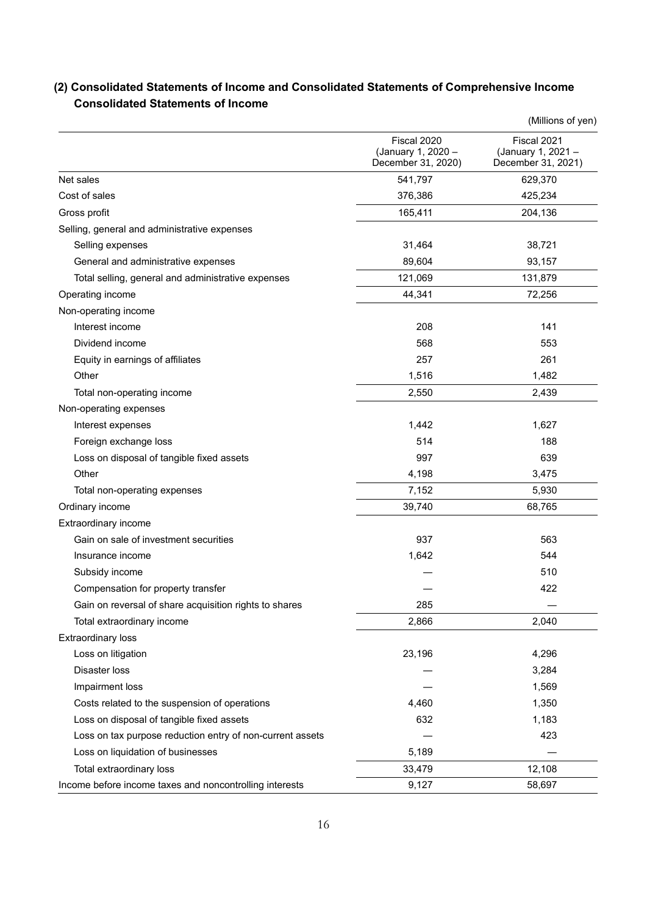## (2) Consolidated Statements of Income and Consolidated Statements of Comprehensive Income

### Consolidated Statements of Income

(Millions of yen)

| | Fiscal 2020 (January 1, 2020 – December 31, 2020) | Fiscal 2021 (January 1, 2021 – December 31, 2021) |
|---|---|---|
| Net sales | 541,797 | 629,370 |
| Cost of sales | 376,386 | 425,234 |
| Gross profit | 165,411 | 204,136 |
| Selling, general and administrative expenses | | |
| Selling expenses | 31,464 | 38,721 |
| General and administrative expenses | 89,604 | 93,157 |
| Total selling, general and administrative expenses | 121,069 | 131,879 |
| Operating income | 44,341 | 72,256 |
| Non-operating income | | |
| Interest income | 208 | 141 |
| Dividend income | 568 | 553 |
| Equity in earnings of affiliates | 257 | 261 |
| Other | 1,516 | 1,482 |
| Total non-operating income | 2,550 | 2,439 |
| Non-operating expenses | | |
| Interest expenses | 1,442 | 1,627 |
| Foreign exchange loss | 514 | 188 |
| Loss on disposal of tangible fixed assets | 997 | 639 |
| Other | 4,198 | 3,475 |
| Total non-operating expenses | 7,152 | 5,930 |
| Ordinary income | 39,740 | 68,765 |
| Extraordinary income | | |
| Gain on sale of investment securities | 937 | 563 |
| Insurance income | 1,642 | 544 |
| Subsidy income | — | 510 |
| Compensation for property transfer | — | 422 |
| Gain on reversal of share acquisition rights to shares | 285 | — |
| Total extraordinary income | 2,866 | 2,040 |
| Extraordinary loss | | |
| Loss on litigation | 23,196 | 4,296 |
| Disaster loss | — | 3,284 |
| Impairment loss | — | 1,569 |
| Costs related to the suspension of operations | 4,460 | 1,350 |
| Loss on disposal of tangible fixed assets | 632 | 1,183 |
| Loss on tax purpose reduction entry of non-current assets | — | 423 |
| Loss on liquidation of businesses | 5,189 | — |
| Total extraordinary loss | 33,479 | 12,108 |
| Income before income taxes and noncontrolling interests | 9,127 | 58,697 |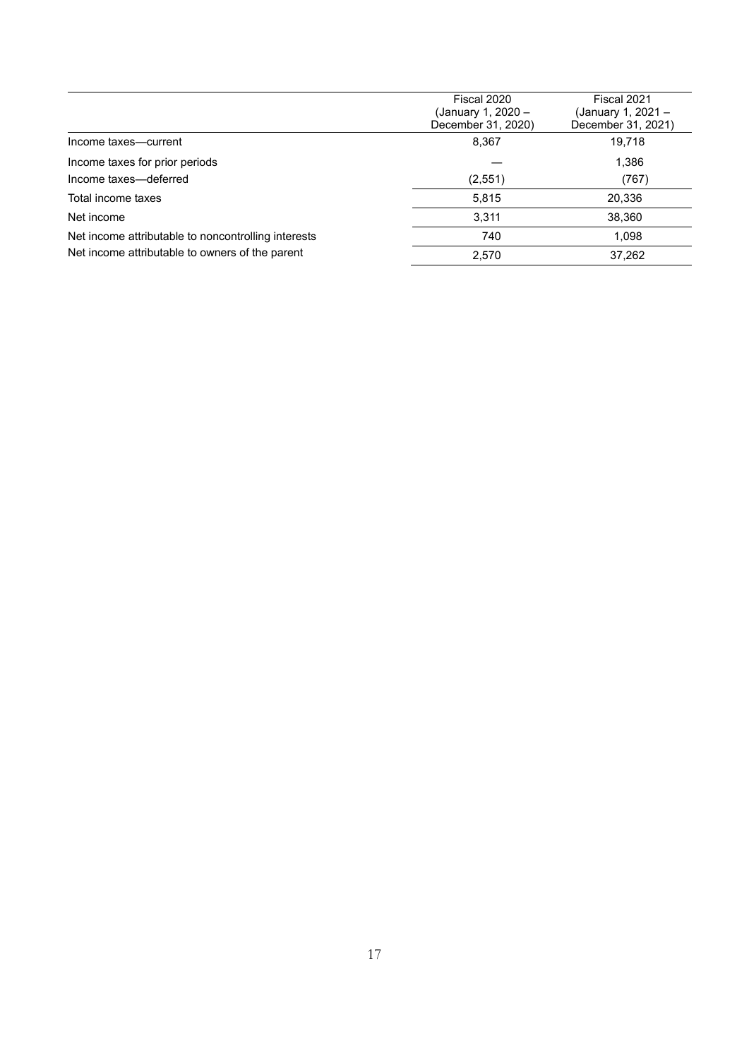| | Fiscal 2020 (January 1, 2020 – December 31, 2020) | Fiscal 2021 (January 1, 2021 – December 31, 2021) |
|---|---|---|
| Income taxes—current | 8,367 | 19,718 |
| Income taxes for prior periods | — | 1,386 |
| Income taxes—deferred | (2,551) | (767) |
| Total income taxes | 5,815 | 20,336 |
| Net income | 3,311 | 38,360 |
| Net income attributable to noncontrolling interests | 740 | 1,098 |
| Net income attributable to owners of the parent | 2,570 | 37,262 |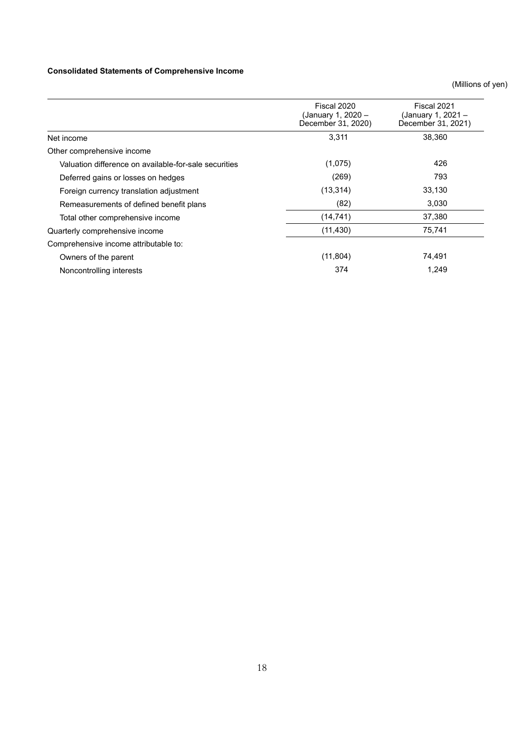**Consolidated Statements of Comprehensive Income**

(Millions of yen)

| | Fiscal 2020 (January 1, 2020 – December 31, 2020) | Fiscal 2021 (January 1, 2021 – December 31, 2021) |
|---|---|---|
| Net income | 3,311 | 38,360 |
| Other comprehensive income | | |
| Valuation difference on available-for-sale securities | (1,075) | 426 |
| Deferred gains or losses on hedges | (269) | 793 |
| Foreign currency translation adjustment | (13,314) | 33,130 |
| Remeasurements of defined benefit plans | (82) | 3,030 |
| Total other comprehensive income | (14,741) | 37,380 |
| Quarterly comprehensive income | (11,430) | 75,741 |
| Comprehensive income attributable to: | | |
| Owners of the parent | (11,804) | 74,491 |
| Noncontrolling interests | 374 | 1,249 |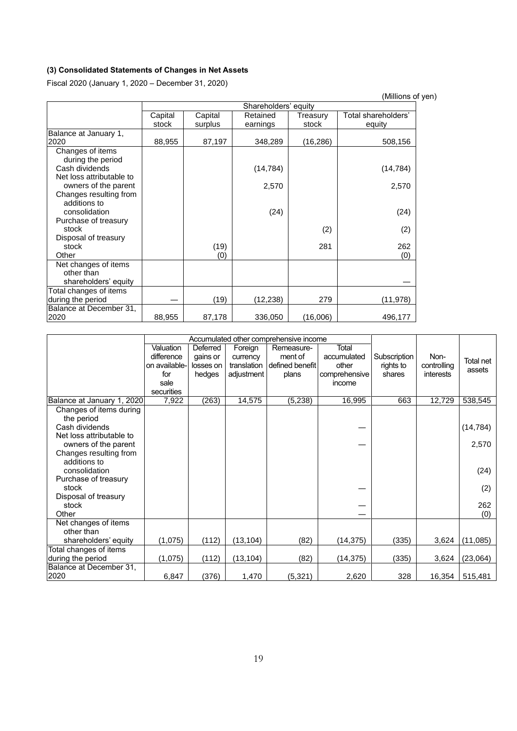### (3) Consolidated Statements of Changes in Net Assets

Fiscal 2020 (January 1, 2020 – December 31, 2020)

(Millions of yen)

| | Shareholders' equity | | | | |
|---|---|---|---|---|---|
| | Capital stock | Capital surplus | Retained earnings | Treasury stock | Total shareholders' equity |
| Balance at January 1, 2020 | 88,955 | 87,197 | 348,289 | (16,286) | 508,156 |
| Changes of items during the period | | | | | |
| Cash dividends | | | (14,784) | | (14,784) |
| Net loss attributable to owners of the parent | | | 2,570 | | 2,570 |
| Changes resulting from additions to consolidation | | | (24) | | (24) |
| Purchase of treasury stock | | | | (2) | (2) |
| Disposal of treasury stock | | (19) | | 281 | 262 |
| Other | | (0) | | | (0) |
| Net changes of items other than shareholders' equity | | | | | — |
| Total changes of items during the period | — | (19) | (12,238) | 279 | (11,978) |
| Balance at December 31, 2020 | 88,955 | 87,178 | 336,050 | (16,006) | 496,177 |

| | Accumulated other comprehensive income | | | | | | | |
|---|---|---|---|---|---|---|---|---|
| | Valuation difference on available-for sale securities | Deferred gains or losses on hedges | Foreign currency translation adjustment | Remeasurement of defined benefit plans | Total accumulated other comprehensive income | Subscription rights to shares | Non-controlling interests | Total net assets |
| Balance at January 1, 2020 | 7,922 | (263) | 14,575 | (5,238) | 16,995 | 663 | 12,729 | 538,545 |
| Changes of items during the period | | | | | | | | |
| Cash dividends | | | | | — | | | (14,784) |
| Net loss attributable to owners of the parent | | | | | — | | | 2,570 |
| Changes resulting from additions to consolidation | | | | | | | | (24) |
| Purchase of treasury stock | | | | | — | | | (2) |
| Disposal of treasury stock | | | | | — | | | 262 |
| Other | | | | | — | | | (0) |
| Net changes of items other than shareholders' equity | (1,075) | (112) | (13,104) | (82) | (14,375) | (335) | 3,624 | (11,085) |
| Total changes of items during the period | (1,075) | (112) | (13,104) | (82) | (14,375) | (335) | 3,624 | (23,064) |
| Balance at December 31, 2020 | 6,847 | (376) | 1,470 | (5,321) | 2,620 | 328 | 16,354 | 515,481 |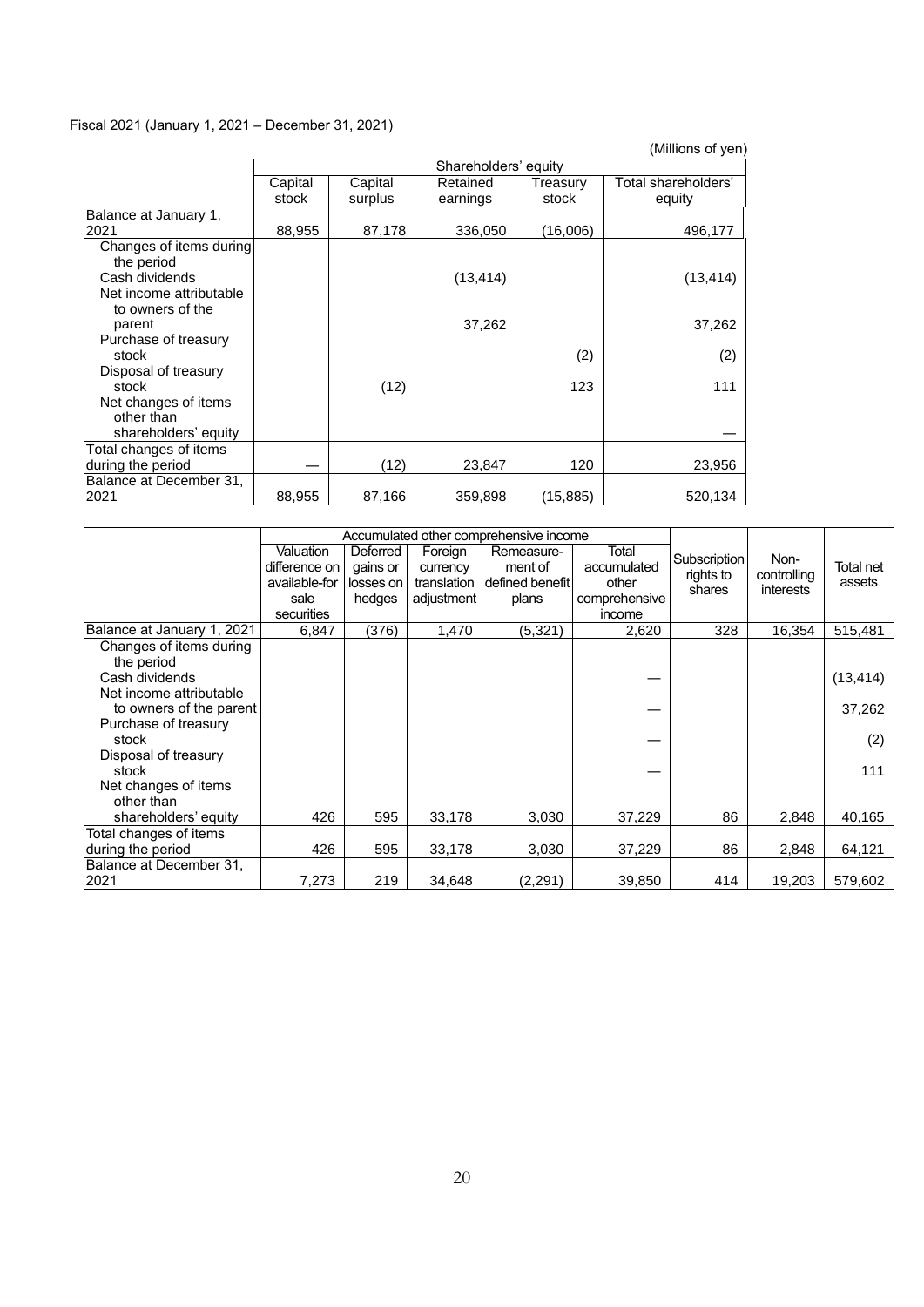Fiscal 2021 (January 1, 2021 – December 31, 2021)

(Millions of yen)

| | Shareholders' equity | | | | |
|---|---|---|---|---|---|
| | Capital stock | Capital surplus | Retained earnings | Treasury stock | Total shareholders' equity |
| Balance at January 1, 2021 | 88,955 | 87,178 | 336,050 | (16,006) | 496,177 |
| Changes of items during the period | | | | | |
| Cash dividends | | | (13,414) | | (13,414) |
| Net income attributable to owners of the parent | | | 37,262 | | 37,262 |
| Purchase of treasury stock | | | | (2) | (2) |
| Disposal of treasury stock | | (12) | | 123 | 111 |
| Net changes of items other than shareholders' equity | | | | | — |
| Total changes of items during the period | — | (12) | 23,847 | 120 | 23,956 |
| Balance at December 31, 2021 | 88,955 | 87,166 | 359,898 | (15,885) | 520,134 |

| | Accumulated other comprehensive income | | | | | Subscription rights to shares | Non-controlling interests | Total net assets |
|---|---|---|---|---|---|---|---|---|
| | Valuation difference on available-for sale securities | Deferred gains or losses on hedges | Foreign currency translation adjustment | Remeasure-ment of defined benefit plans | Total accumulated other comprehensive income | | | |
| Balance at January 1, 2021 | 6,847 | (376) | 1,470 | (5,321) | 2,620 | 328 | 16,354 | 515,481 |
| Changes of items during the period | | | | | | | | |
| Cash dividends | | | | | — | | | (13,414) |
| Net income attributable to owners of the parent | | | | | — | | | 37,262 |
| Purchase of treasury stock | | | | | — | | | (2) |
| Disposal of treasury stock | | | | | — | | | 111 |
| Net changes of items other than shareholders' equity | 426 | 595 | 33,178 | 3,030 | 37,229 | 86 | 2,848 | 40,165 |
| Total changes of items during the period | 426 | 595 | 33,178 | 3,030 | 37,229 | 86 | 2,848 | 64,121 |
| Balance at December 31, 2021 | 7,273 | 219 | 34,648 | (2,291) | 39,850 | 414 | 19,203 | 579,602 |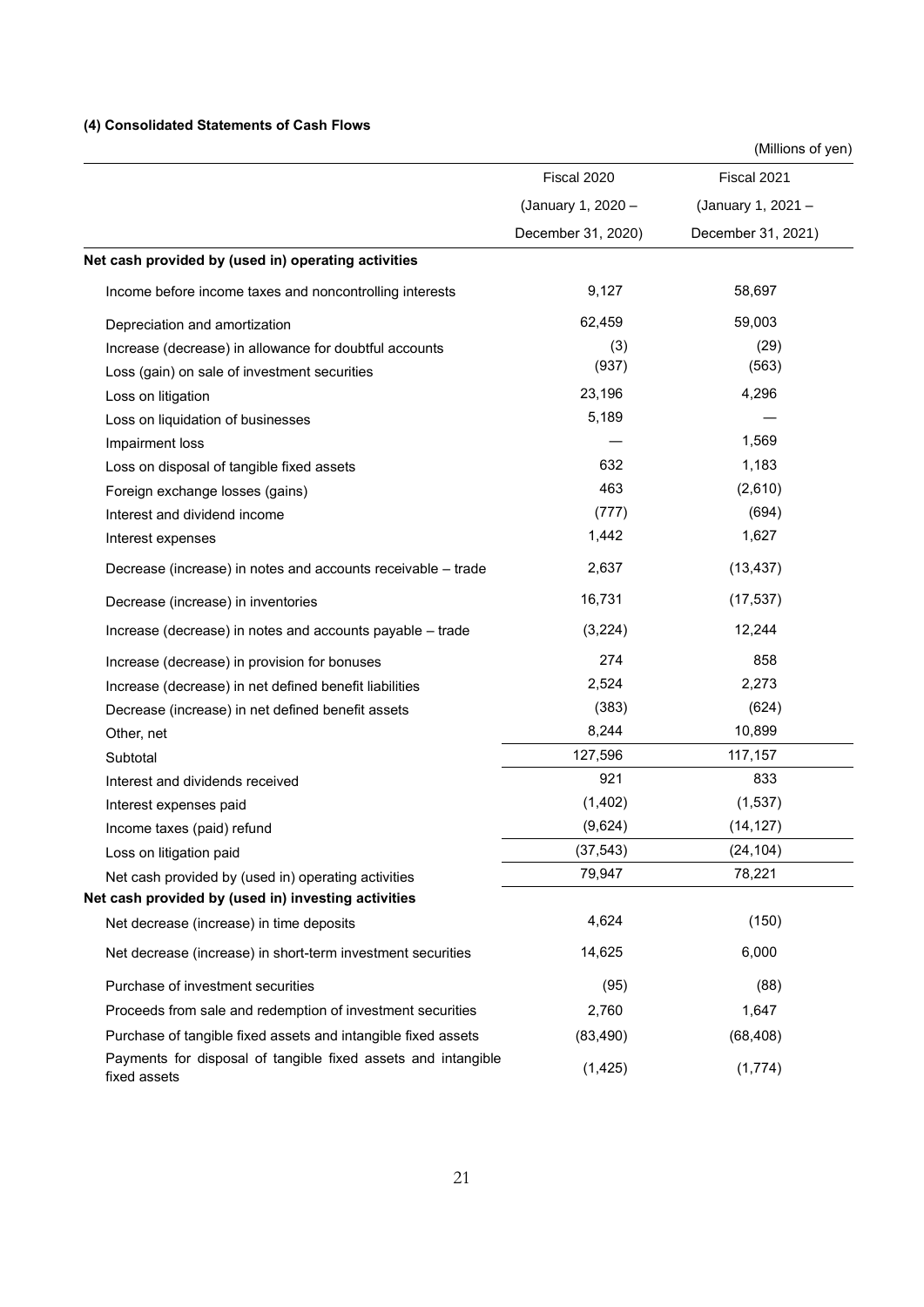#### (4) Consolidated Statements of Cash Flows

(Millions of yen)

| | Fiscal 2020 (January 1, 2020 – December 31, 2020) | Fiscal 2021 (January 1, 2021 – December 31, 2021) |
|---|---|---|
| **Net cash provided by (used in) operating activities** | | |
| Income before income taxes and noncontrolling interests | 9,127 | 58,697 |
| Depreciation and amortization | 62,459 | 59,003 |
| Increase (decrease) in allowance for doubtful accounts | (3) | (29) |
| Loss (gain) on sale of investment securities | (937) | (563) |
| Loss on litigation | 23,196 | 4,296 |
| Loss on liquidation of businesses | 5,189 | — |
| Impairment loss | — | 1,569 |
| Loss on disposal of tangible fixed assets | 632 | 1,183 |
| Foreign exchange losses (gains) | 463 | (2,610) |
| Interest and dividend income | (777) | (694) |
| Interest expenses | 1,442 | 1,627 |
| Decrease (increase) in notes and accounts receivable – trade | 2,637 | (13,437) |
| Decrease (increase) in inventories | 16,731 | (17,537) |
| Increase (decrease) in notes and accounts payable – trade | (3,224) | 12,244 |
| Increase (decrease) in provision for bonuses | 274 | 858 |
| Increase (decrease) in net defined benefit liabilities | 2,524 | 2,273 |
| Decrease (increase) in net defined benefit assets | (383) | (624) |
| Other, net | 8,244 | 10,899 |
| Subtotal | 127,596 | 117,157 |
| Interest and dividends received | 921 | 833 |
| Interest expenses paid | (1,402) | (1,537) |
| Income taxes (paid) refund | (9,624) | (14,127) |
| Loss on litigation paid | (37,543) | (24,104) |
| Net cash provided by (used in) operating activities | 79,947 | 78,221 |
| **Net cash provided by (used in) investing activities** | | |
| Net decrease (increase) in time deposits | 4,624 | (150) |
| Net decrease (increase) in short-term investment securities | 14,625 | 6,000 |
| Purchase of investment securities | (95) | (88) |
| Proceeds from sale and redemption of investment securities | 2,760 | 1,647 |
| Purchase of tangible fixed assets and intangible fixed assets | (83,490) | (68,408) |
| Payments for disposal of tangible fixed assets and intangible fixed assets | (1,425) | (1,774) |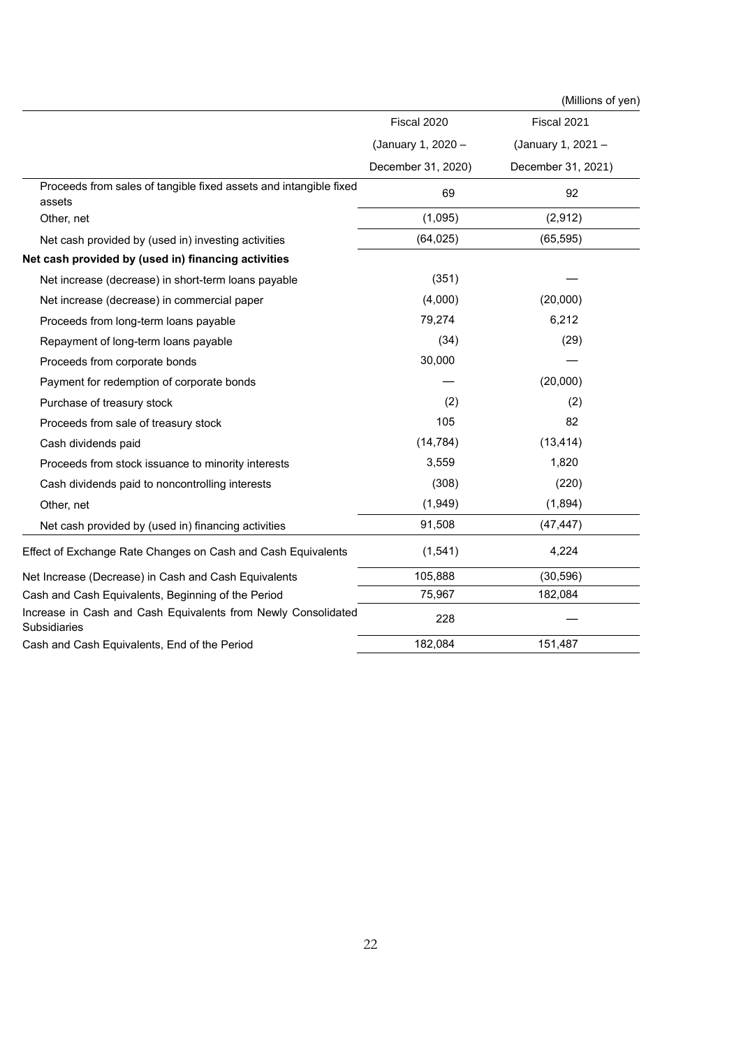(Millions of yen)

| | Fiscal 2020 (January 1, 2020 – December 31, 2020) | Fiscal 2021 (January 1, 2021 – December 31, 2021) |
|---|---|---|
| Proceeds from sales of tangible fixed assets and intangible fixed assets | 69 | 92 |
| Other, net | (1,095) | (2,912) |
| Net cash provided by (used in) investing activities | (64,025) | (65,595) |
| **Net cash provided by (used in) financing activities** | | |
| Net increase (decrease) in short-term loans payable | (351) | — |
| Net increase (decrease) in commercial paper | (4,000) | (20,000) |
| Proceeds from long-term loans payable | 79,274 | 6,212 |
| Repayment of long-term loans payable | (34) | (29) |
| Proceeds from corporate bonds | 30,000 | — |
| Payment for redemption of corporate bonds | — | (20,000) |
| Purchase of treasury stock | (2) | (2) |
| Proceeds from sale of treasury stock | 105 | 82 |
| Cash dividends paid | (14,784) | (13,414) |
| Proceeds from stock issuance to minority interests | 3,559 | 1,820 |
| Cash dividends paid to noncontrolling interests | (308) | (220) |
| Other, net | (1,949) | (1,894) |
| Net cash provided by (used in) financing activities | 91,508 | (47,447) |
| Effect of Exchange Rate Changes on Cash and Cash Equivalents | (1,541) | 4,224 |
| Net Increase (Decrease) in Cash and Cash Equivalents | 105,888 | (30,596) |
| Cash and Cash Equivalents, Beginning of the Period | 75,967 | 182,084 |
| Increase in Cash and Cash Equivalents from Newly Consolidated Subsidiaries | 228 | — |
| Cash and Cash Equivalents, End of the Period | 182,084 | 151,487 |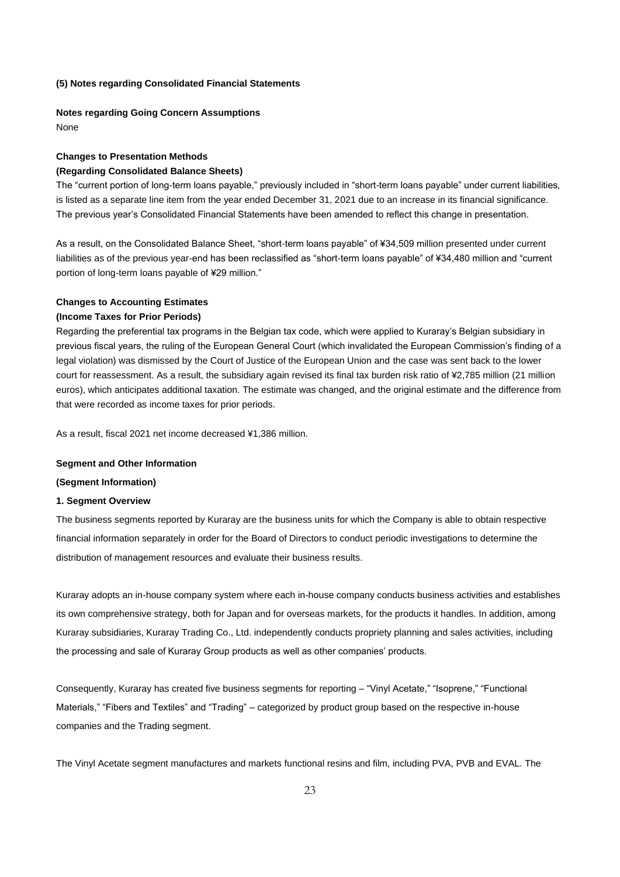## (5) Notes regarding Consolidated Financial Statements

### Notes regarding Going Concern Assumptions

None

### Changes to Presentation Methods

**(Regarding Consolidated Balance Sheets)**

The "current portion of long-term loans payable," previously included in "short-term loans payable" under current liabilities, is listed as a separate line item from the year ended December 31, 2021 due to an increase in its financial significance. The previous year's Consolidated Financial Statements have been amended to reflect this change in presentation.

As a result, on the Consolidated Balance Sheet, "short-term loans payable" of ¥34,509 million presented under current liabilities as of the previous year-end has been reclassified as "short-term loans payable" of ¥34,480 million and "current portion of long-term loans payable of ¥29 million."

### Changes to Accounting Estimates

**(Income Taxes for Prior Periods)**

Regarding the preferential tax programs in the Belgian tax code, which were applied to Kuraray's Belgian subsidiary in previous fiscal years, the ruling of the European General Court (which invalidated the European Commission's finding of a legal violation) was dismissed by the Court of Justice of the European Union and the case was sent back to the lower court for reassessment. As a result, the subsidiary again revised its final tax burden risk ratio of ¥2,785 million (21 million euros), which anticipates additional taxation. The estimate was changed, and the original estimate and the difference from that were recorded as income taxes for prior periods.

As a result, fiscal 2021 net income decreased ¥1,386 million.

### Segment and Other Information

**(Segment Information)**

**1. Segment Overview**

The business segments reported by Kuraray are the business units for which the Company is able to obtain respective financial information separately in order for the Board of Directors to conduct periodic investigations to determine the distribution of management resources and evaluate their business results.

Kuraray adopts an in-house company system where each in-house company conducts business activities and establishes its own comprehensive strategy, both for Japan and for overseas markets, for the products it handles. In addition, among Kuraray subsidiaries, Kuraray Trading Co., Ltd. independently conducts propriety planning and sales activities, including the processing and sale of Kuraray Group products as well as other companies' products.

Consequently, Kuraray has created five business segments for reporting – "Vinyl Acetate," "Isoprene," "Functional Materials," "Fibers and Textiles" and "Trading" – categorized by product group based on the respective in-house companies and the Trading segment.

The Vinyl Acetate segment manufactures and markets functional resins and film, including PVA, PVB and EVAL. The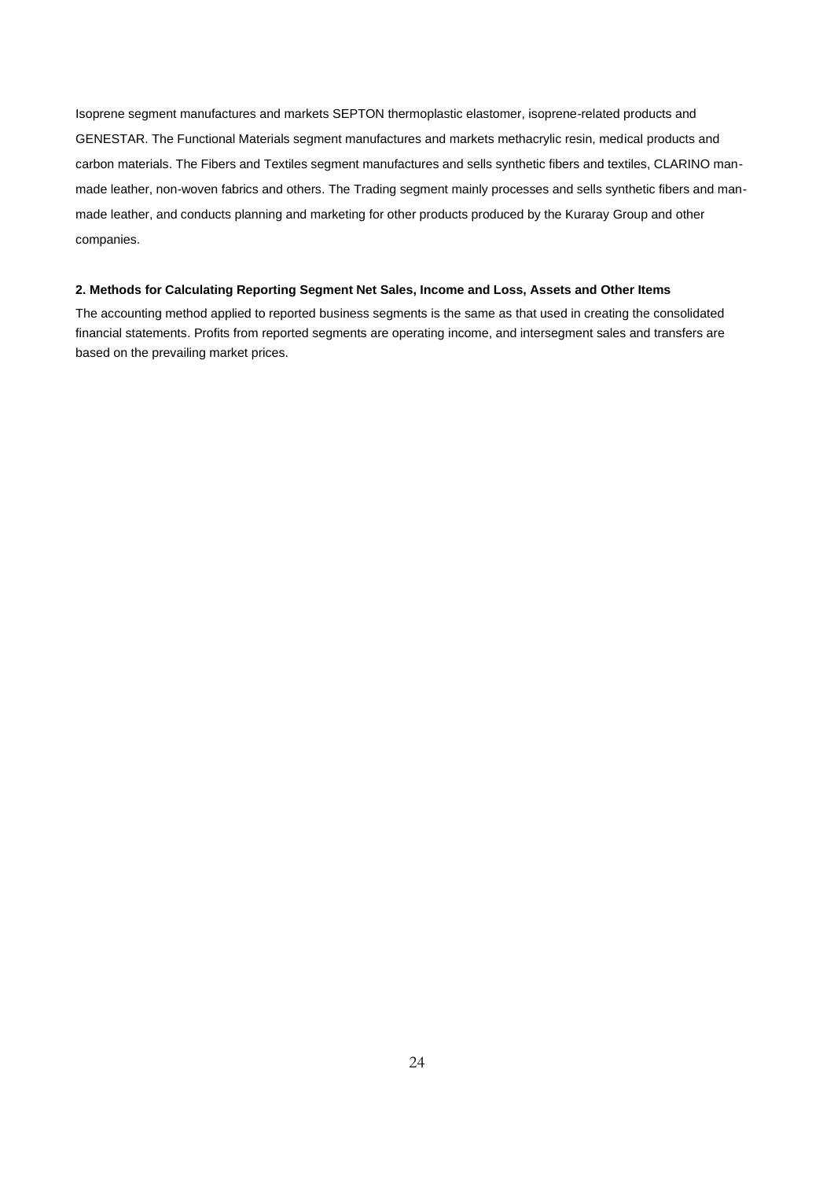Isoprene segment manufactures and markets SEPTON thermoplastic elastomer, isoprene-related products and GENESTAR. The Functional Materials segment manufactures and markets methacrylic resin, medical products and carbon materials. The Fibers and Textiles segment manufactures and sells synthetic fibers and textiles, CLARINO man-made leather, non-woven fabrics and others. The Trading segment mainly processes and sells synthetic fibers and man-made leather, and conducts planning and marketing for other products produced by the Kuraray Group and other companies.

**2. Methods for Calculating Reporting Segment Net Sales, Income and Loss, Assets and Other Items**

The accounting method applied to reported business segments is the same as that used in creating the consolidated financial statements. Profits from reported segments are operating income, and intersegment sales and transfers are based on the prevailing market prices.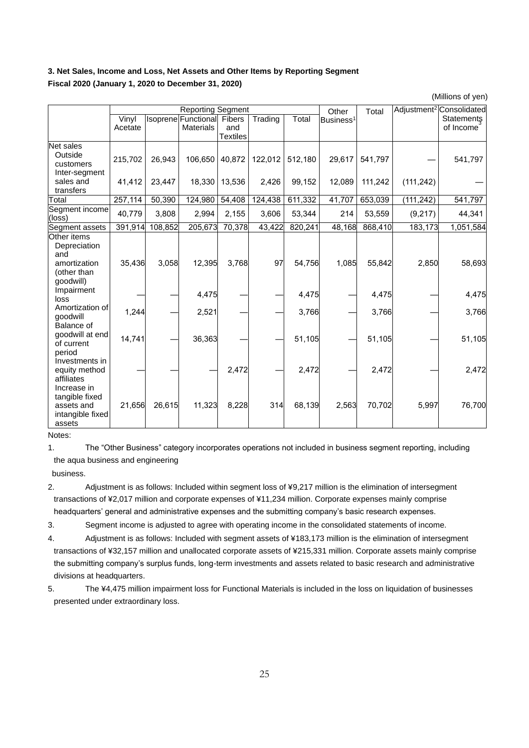### 3. Net Sales, Income and Loss, Net Assets and Other Items by Reporting Segment

**Fiscal 2020 (January 1, 2020 to December 31, 2020)**

(Millions of yen)

| | Reporting Segment | | | | | | Other Business[1] | Total | Adjustment[2] | Consolidated Statements of Income[3] |
|---|---|---|---|---|---|---|---|---|---|---|
| | Vinyl Acetate | Isoprene | Functional Materials | Fibers and Textiles | Trading | Total | | | | |
| Net sales | | | | | | | | | | |
| Outside customers | 215,702 | 26,943 | 106,650 | 40,872 | 122,012 | 512,180 | 29,617 | 541,797 | — | 541,797 |
| Inter-segment sales and transfers | 41,412 | 23,447 | 18,330 | 13,536 | 2,426 | 99,152 | 12,089 | 111,242 | (111,242) | — |
| Total | 257,114 | 50,390 | 124,980 | 54,408 | 124,438 | 611,332 | 41,707 | 653,039 | (111,242) | 541,797 |
| Segment income (loss) | 40,779 | 3,808 | 2,994 | 2,155 | 3,606 | 53,344 | 214 | 53,559 | (9,217) | 44,341 |
| Segment assets | 391,914 | 108,852 | 205,673 | 70,378 | 43,422 | 820,241 | 48,168 | 868,410 | 183,173 | 1,051,584 |
| Other items | | | | | | | | | | |
| Depreciation and amortization (other than goodwill) | 35,436 | 3,058 | 12,395 | 3,768 | 97 | 54,756 | 1,085 | 55,842 | 2,850 | 58,693 |
| Impairment loss | — | — | 4,475 | — | — | 4,475 | — | 4,475 | — | 4,475 |
| Amortization of goodwill | 1,244 | — | 2,521 | — | — | 3,766 | — | 3,766 | — | 3,766 |
| Balance of goodwill at end of current period | 14,741 | — | 36,363 | — | — | 51,105 | — | 51,105 | — | 51,105 |
| Investments in equity method affiliates | — | — | — | 2,472 | — | 2,472 | — | 2,472 | — | 2,472 |
| Increase in tangible fixed assets and intangible fixed assets | 21,656 | 26,615 | 11,323 | 8,228 | 314 | 68,139 | 2,563 | 70,702 | 5,997 | 76,700 |

Notes:

1. The “Other Business” category incorporates operations not included in business segment reporting, including the aqua business and engineering business.
2. Adjustment is as follows: Included within segment loss of ¥9,217 million is the elimination of intersegment transactions of ¥2,017 million and corporate expenses of ¥11,234 million. Corporate expenses mainly comprise headquarters’ general and administrative expenses and the submitting company’s basic research expenses.
3. Segment income is adjusted to agree with operating income in the consolidated statements of income.
4. Adjustment is as follows: Included with segment assets of ¥183,173 million is the elimination of intersegment transactions of ¥32,157 million and unallocated corporate assets of ¥215,331 million. Corporate assets mainly comprise the submitting company’s surplus funds, long-term investments and assets related to basic research and administrative divisions at headquarters.
5. The ¥4,475 million impairment loss for Functional Materials is included in the loss on liquidation of businesses presented under extraordinary loss.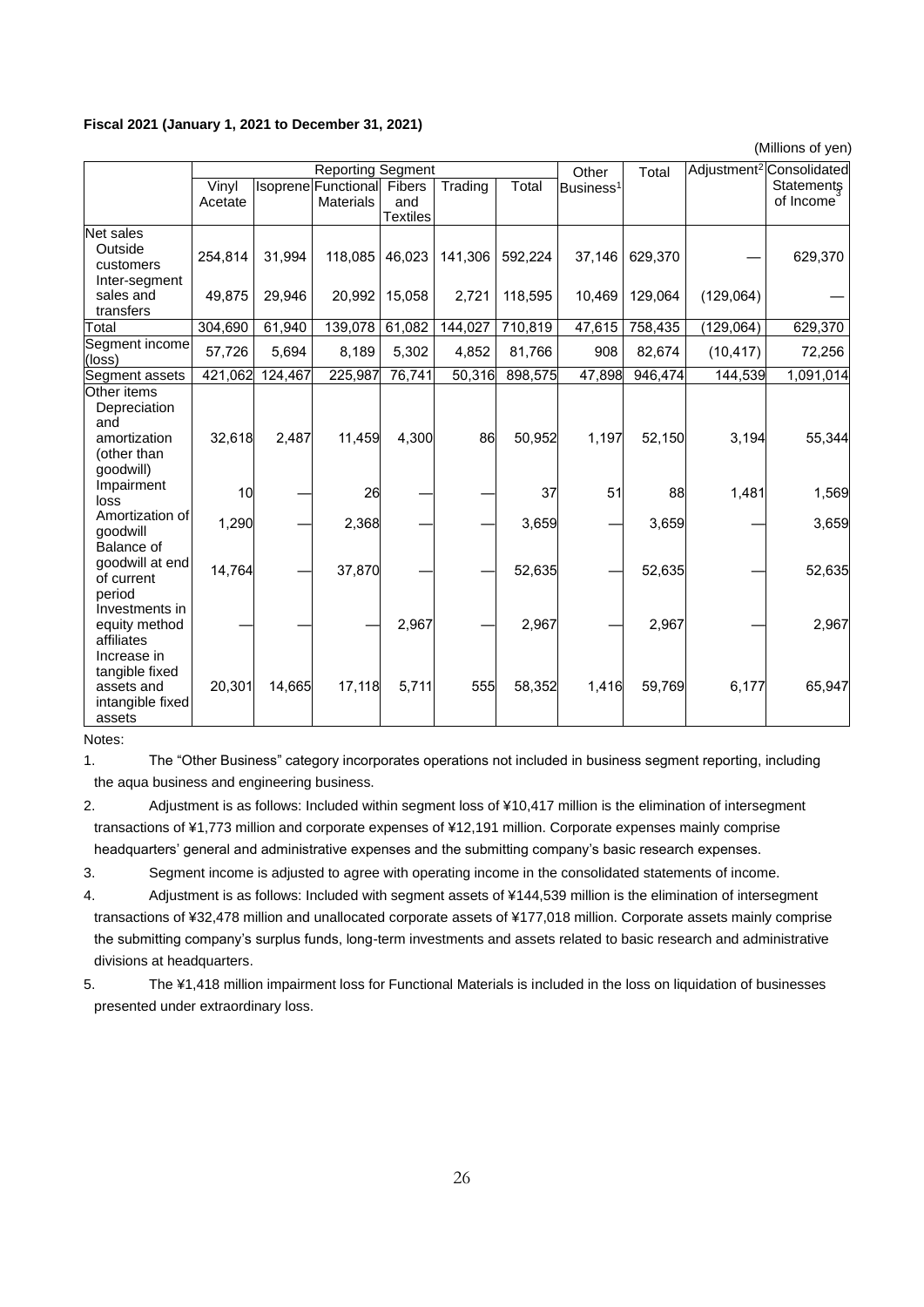**Fiscal 2021 (January 1, 2021 to December 31, 2021)**

(Millions of yen)

| | Reporting Segment | | | | | | Other Business[1] | Total | Adjustment[2] | Consolidated Statements of Income[3] |
|---|---|---|---|---|---|---|---|---|---|---|
| | Vinyl Acetate | Isoprene | Functional Materials | Fibers and Textiles | Trading | Total | | | | |
| Net sales | | | | | | | | | | |
| Outside customers | 254,814 | 31,994 | 118,085 | 46,023 | 141,306 | 592,224 | 37,146 | 629,370 | — | 629,370 |
| Inter-segment sales and transfers | 49,875 | 29,946 | 20,992 | 15,058 | 2,721 | 118,595 | 10,469 | 129,064 | (129,064) | — |
| Total | 304,690 | 61,940 | 139,078 | 61,082 | 144,027 | 710,819 | 47,615 | 758,435 | (129,064) | 629,370 |
| Segment income (loss) | 57,726 | 5,694 | 8,189 | 5,302 | 4,852 | 81,766 | 908 | 82,674 | (10,417) | 72,256 |
| Segment assets | 421,062 | 124,467 | 225,987 | 76,741 | 50,316 | 898,575 | 47,898 | 946,474 | 144,539 | 1,091,014 |
| Other items | | | | | | | | | | |
| Depreciation and amortization (other than goodwill) | 32,618 | 2,487 | 11,459 | 4,300 | 86 | 50,952 | 1,197 | 52,150 | 3,194 | 55,344 |
| Impairment loss | 10 | — | 26 | — | — | 37 | 51 | 88 | 1,481 | 1,569 |
| Amortization of goodwill | 1,290 | — | 2,368 | — | — | 3,659 | — | 3,659 | — | 3,659 |
| Balance of goodwill at end of current period | 14,764 | — | 37,870 | — | — | 52,635 | — | 52,635 | — | 52,635 |
| Investments in equity method affiliates | — | — | — | 2,967 | — | 2,967 | — | 2,967 | — | 2,967 |
| Increase in tangible fixed assets and intangible fixed assets | 20,301 | 14,665 | 17,118 | 5,711 | 555 | 58,352 | 1,416 | 59,769 | 6,177 | 65,947 |

Notes:

1. The "Other Business" category incorporates operations not included in business segment reporting, including the aqua business and engineering business.
2. Adjustment is as follows: Included within segment loss of ¥10,417 million is the elimination of intersegment transactions of ¥1,773 million and corporate expenses of ¥12,191 million. Corporate expenses mainly comprise headquarters' general and administrative expenses and the submitting company's basic research expenses.
3. Segment income is adjusted to agree with operating income in the consolidated statements of income.
4. Adjustment is as follows: Included with segment assets of ¥144,539 million is the elimination of intersegment transactions of ¥32,478 million and unallocated corporate assets of ¥177,018 million. Corporate assets mainly comprise the submitting company's surplus funds, long-term investments and assets related to basic research and administrative divisions at headquarters.
5. The ¥1,418 million impairment loss for Functional Materials is included in the loss on liquidation of businesses presented under extraordinary loss.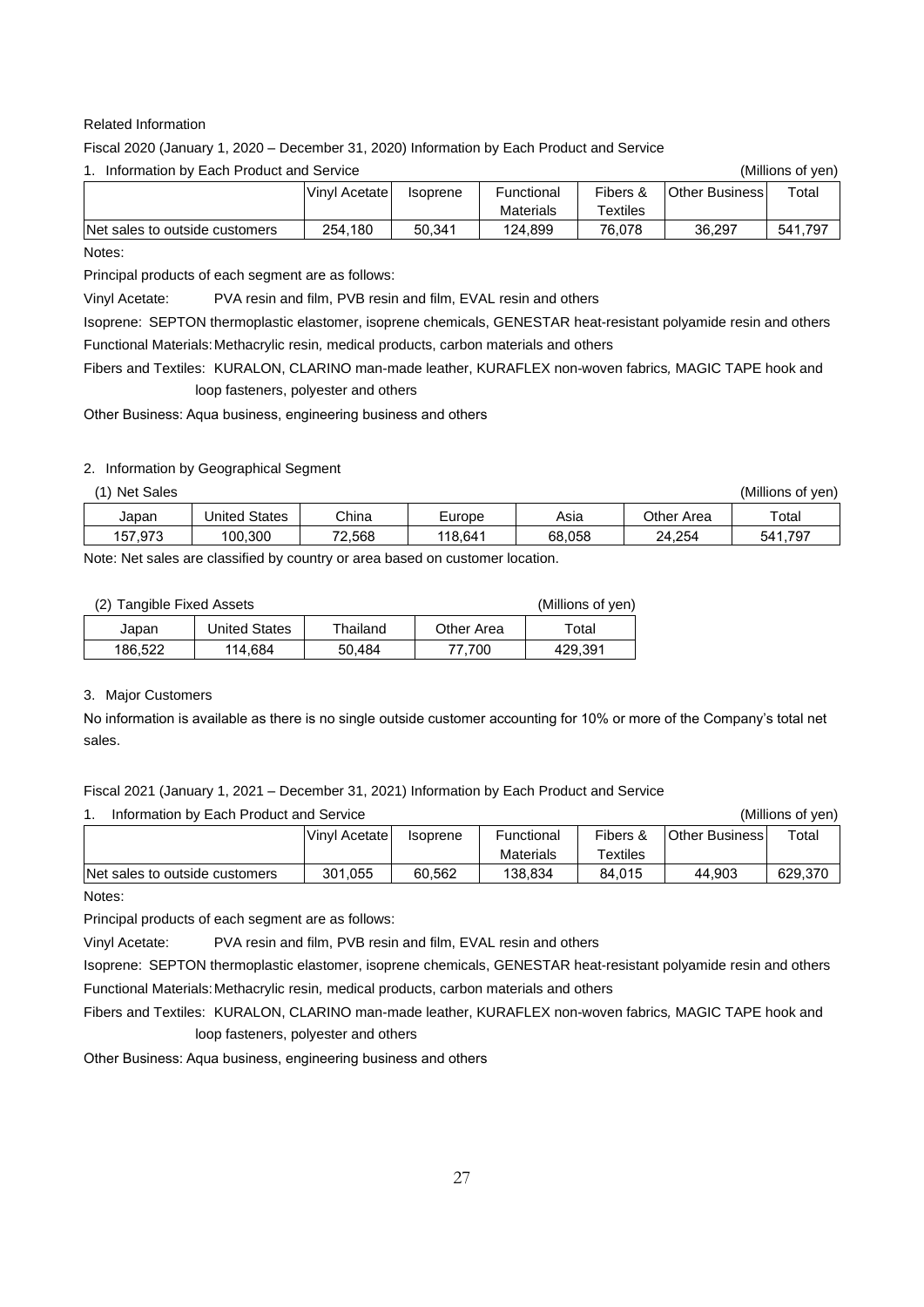Related Information

Fiscal 2020 (January 1, 2020 – December 31, 2020) Information by Each Product and Service

1. Information by Each Product and Service (Millions of yen)

| | Vinyl Acetate | Isoprene | Functional Materials | Fibers & Textiles | Other Business | Total |
|---|---|---|---|---|---|---|
| Net sales to outside customers | 254,180 | 50,341 | 124,899 | 76,078 | 36,297 | 541,797 |

Notes:

Principal products of each segment are as follows:

Vinyl Acetate: PVA resin and film, PVB resin and film, EVAL resin and others

Isoprene: SEPTON thermoplastic elastomer, isoprene chemicals, GENESTAR heat-resistant polyamide resin and others

Functional Materials: Methacrylic resin, medical products, carbon materials and others

Fibers and Textiles: KURALON, CLARINO man-made leather, KURAFLEX non-woven fabrics, MAGIC TAPE hook and loop fasteners, polyester and others

Other Business: Aqua business, engineering business and others

2. Information by Geographical Segment

(1) Net Sales (Millions of yen)

| Japan | United States | China | Europe | Asia | Other Area | Total |
|---|---|---|---|---|---|---|
| 157,973 | 100,300 | 72,568 | 118,641 | 68,058 | 24,254 | 541,797 |

Note: Net sales are classified by country or area based on customer location.

(2) Tangible Fixed Assets (Millions of yen)

| Japan | United States | Thailand | Other Area | Total |
|---|---|---|---|---|
| 186,522 | 114,684 | 50,484 | 77,700 | 429,391 |

3. Major Customers

No information is available as there is no single outside customer accounting for 10% or more of the Company's total net sales.

Fiscal 2021 (January 1, 2021 – December 31, 2021) Information by Each Product and Service

1. Information by Each Product and Service (Millions of yen)

| | Vinyl Acetate | Isoprene | Functional Materials | Fibers & Textiles | Other Business | Total |
|---|---|---|---|---|---|---|
| Net sales to outside customers | 301,055 | 60,562 | 138,834 | 84,015 | 44,903 | 629,370 |

Notes:

Principal products of each segment are as follows:

Vinyl Acetate: PVA resin and film, PVB resin and film, EVAL resin and others

Isoprene: SEPTON thermoplastic elastomer, isoprene chemicals, GENESTAR heat-resistant polyamide resin and others

Functional Materials: Methacrylic resin, medical products, carbon materials and others

Fibers and Textiles: KURALON, CLARINO man-made leather, KURAFLEX non-woven fabrics, MAGIC TAPE hook and loop fasteners, polyester and others

Other Business: Aqua business, engineering business and others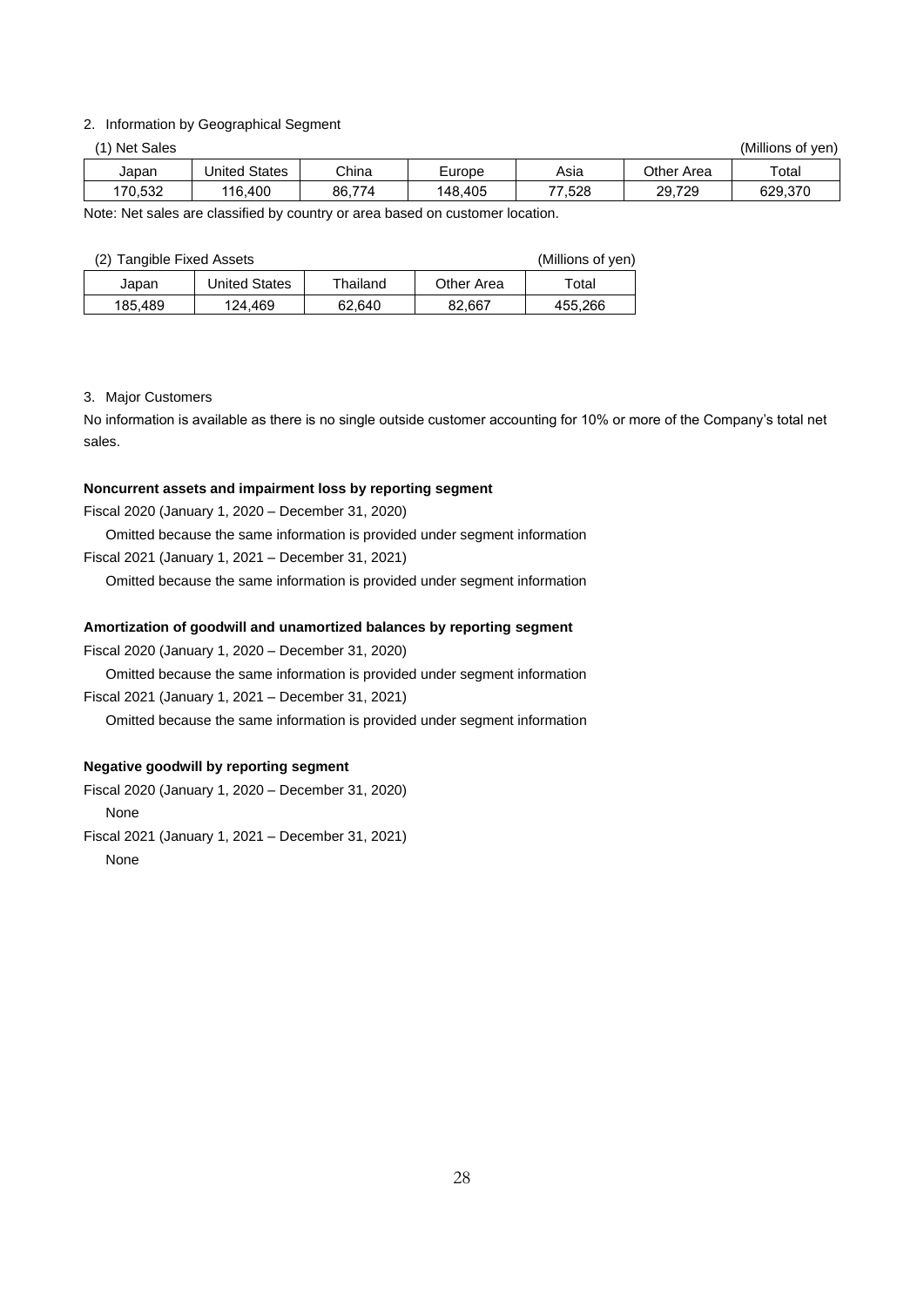2. Information by Geographical Segment

(1) Net Sales (Millions of yen)

| Japan | United States | China | Europe | Asia | Other Area | Total |
| --- | --- | --- | --- | --- | --- | --- |
| 170,532 | 116,400 | 86,774 | 148,405 | 77,528 | 29,729 | 629,370 |

Note: Net sales are classified by country or area based on customer location.

(2) Tangible Fixed Assets (Millions of yen)

| Japan | United States | Thailand | Other Area | Total |
| --- | --- | --- | --- | --- |
| 185,489 | 124,469 | 62,640 | 82,667 | 455,266 |

3. Major Customers

No information is available as there is no single outside customer accounting for 10% or more of the Company's total net sales.

**Noncurrent assets and impairment loss by reporting segment**

Fiscal 2020 (January 1, 2020 – December 31, 2020)

Omitted because the same information is provided under segment information

Fiscal 2021 (January 1, 2021 – December 31, 2021)

Omitted because the same information is provided under segment information

**Amortization of goodwill and unamortized balances by reporting segment**

Fiscal 2020 (January 1, 2020 – December 31, 2020)

Omitted because the same information is provided under segment information

Fiscal 2021 (January 1, 2021 – December 31, 2021)

Omitted because the same information is provided under segment information

**Negative goodwill by reporting segment**

Fiscal 2020 (January 1, 2020 – December 31, 2020)

None

Fiscal 2021 (January 1, 2021 – December 31, 2021)

None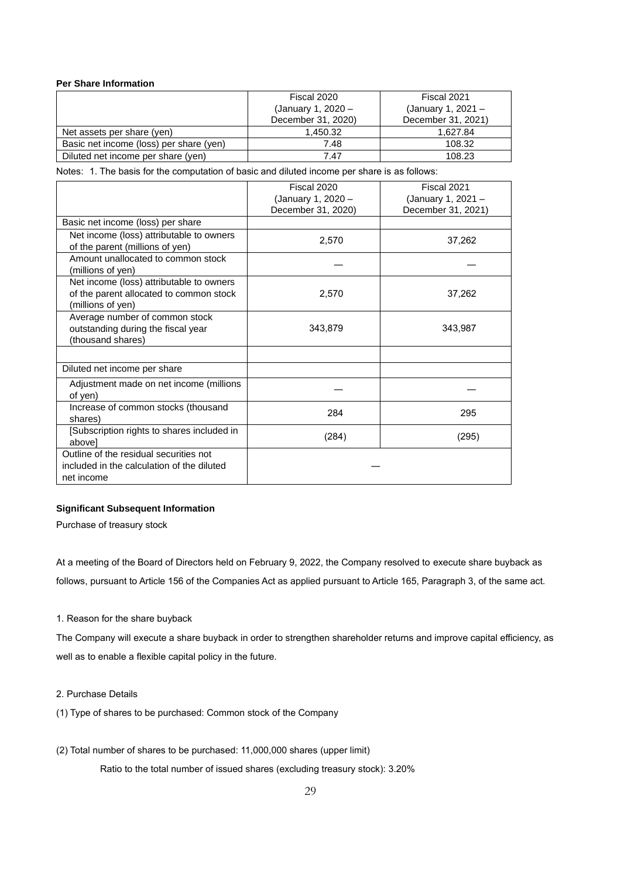**Per Share Information**

| | Fiscal 2020 (January 1, 2020 – December 31, 2020) | Fiscal 2021 (January 1, 2021 – December 31, 2021) |
|---|---|---|
| Net assets per share (yen) | 1,450.32 | 1,627.84 |
| Basic net income (loss) per share (yen) | 7.48 | 108.32 |
| Diluted net income per share (yen) | 7.47 | 108.23 |

Notes: 1. The basis for the computation of basic and diluted income per share is as follows:

| | Fiscal 2020 (January 1, 2020 – December 31, 2020) | Fiscal 2021 (January 1, 2021 – December 31, 2021) |
|---|---|---|
| Basic net income (loss) per share | | |
| Net income (loss) attributable to owners of the parent (millions of yen) | 2,570 | 37,262 |
| Amount unallocated to common stock (millions of yen) | — | — |
| Net income (loss) attributable to owners of the parent allocated to common stock (millions of yen) | 2,570 | 37,262 |
| Average number of common stock outstanding during the fiscal year (thousand shares) | 343,879 | 343,987 |
| | | |
| Diluted net income per share | | |
| Adjustment made on net income (millions of yen) | — | — |
| Increase of common stocks (thousand shares) | 284 | 295 |
| [Subscription rights to shares included in above] | (284) | (295) |
| Outline of the residual securities not included in the calculation of the diluted net income | — | |

**Significant Subsequent Information**

Purchase of treasury stock

At a meeting of the Board of Directors held on February 9, 2022, the Company resolved to execute share buyback as follows, pursuant to Article 156 of the Companies Act as applied pursuant to Article 165, Paragraph 3, of the same act.

1. Reason for the share buyback

The Company will execute a share buyback in order to strengthen shareholder returns and improve capital efficiency, as well as to enable a flexible capital policy in the future.

2. Purchase Details

(1) Type of shares to be purchased: Common stock of the Company

(2) Total number of shares to be purchased: 11,000,000 shares (upper limit)

Ratio to the total number of issued shares (excluding treasury stock): 3.20%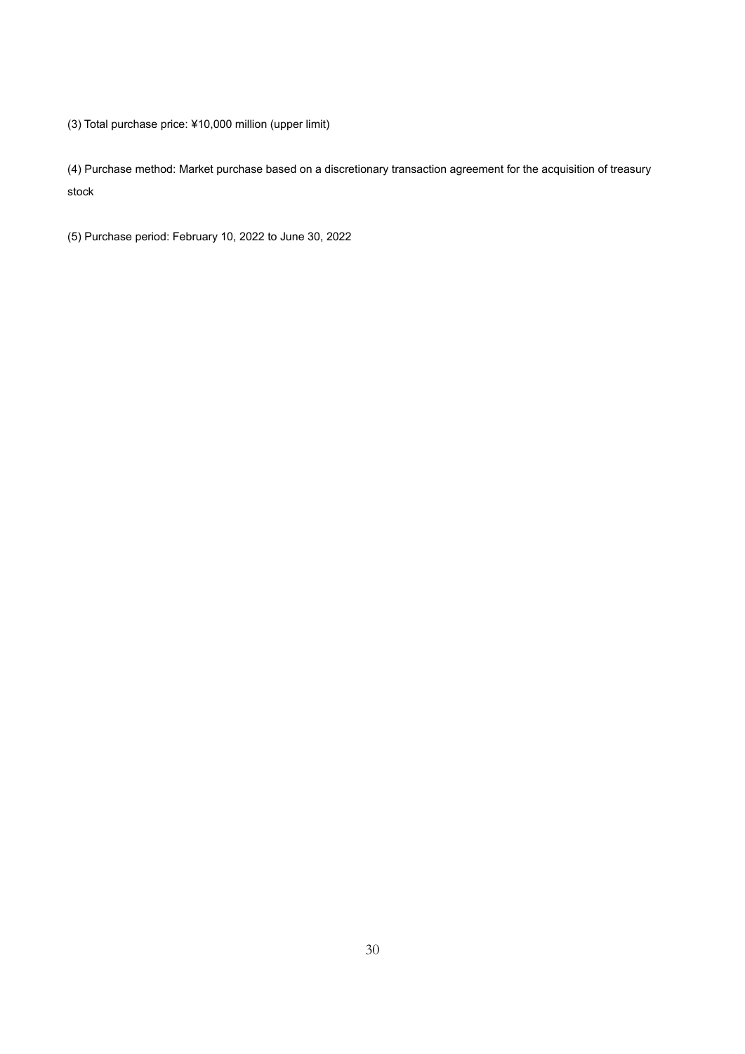(3) Total purchase price: ¥10,000 million (upper limit)

(4) Purchase method: Market purchase based on a discretionary transaction agreement for the acquisition of treasury stock

(5) Purchase period: February 10, 2022 to June 30, 2022